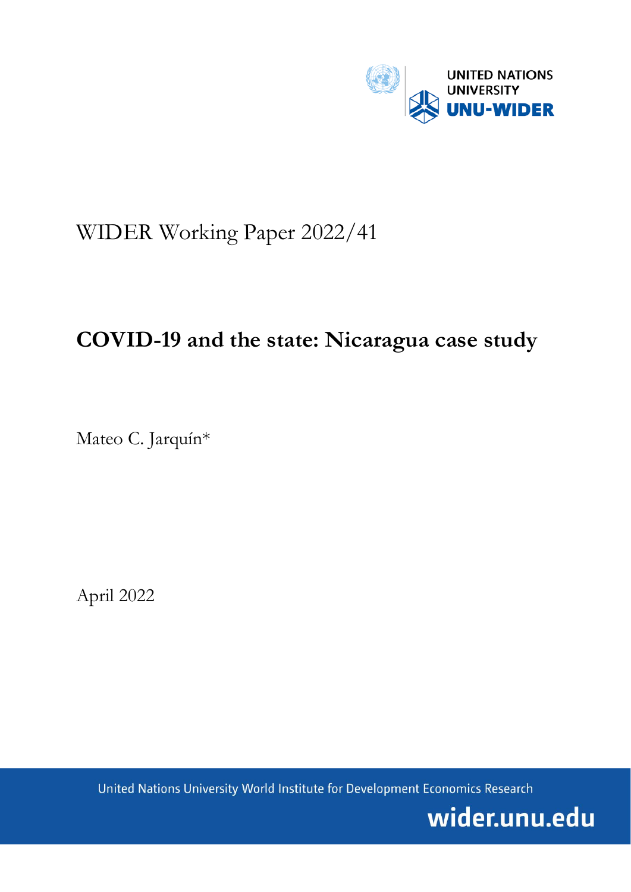UNITED NATIONS UNIVERSITY
UNU-WIDER

WIDER Working Paper 2022/41

# COVID-19 and the state: Nicaragua case study

Mateo C. Jarquín*

April 2022

United Nations University World Institute for Development Economics Research

wider.unu.edu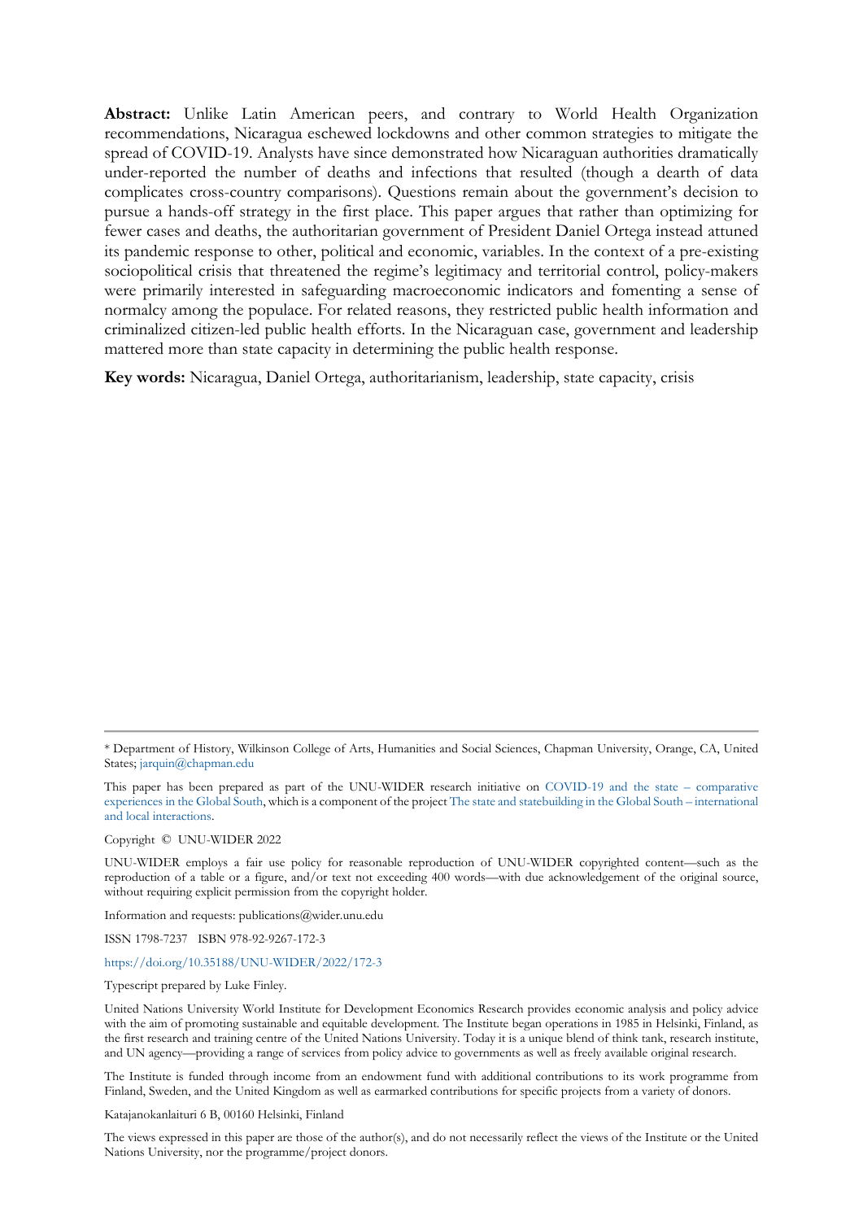**Abstract:** Unlike Latin American peers, and contrary to World Health Organization recommendations, Nicaragua eschewed lockdowns and other common strategies to mitigate the spread of COVID-19. Analysts have since demonstrated how Nicaraguan authorities dramatically under-reported the number of deaths and infections that resulted (though a dearth of data complicates cross-country comparisons). Questions remain about the government's decision to pursue a hands-off strategy in the first place. This paper argues that rather than optimizing for fewer cases and deaths, the authoritarian government of President Daniel Ortega instead attuned its pandemic response to other, political and economic, variables. In the context of a pre-existing sociopolitical crisis that threatened the regime's legitimacy and territorial control, policy-makers were primarily interested in safeguarding macroeconomic indicators and fomenting a sense of normalcy among the populace. For related reasons, they restricted public health information and criminalized citizen-led public health efforts. In the Nicaraguan case, government and leadership mattered more than state capacity in determining the public health response.

**Key words:** Nicaragua, Daniel Ortega, authoritarianism, leadership, state capacity, crisis

---

* Department of History, Wilkinson College of Arts, Humanities and Social Sciences, Chapman University, Orange, CA, United States; jarquin@chapman.edu

This paper has been prepared as part of the UNU-WIDER research initiative on COVID-19 and the state – comparative experiences in the Global South, which is a component of the project The state and statebuilding in the Global South – international and local interactions.

Copyright © UNU-WIDER 2022

UNU-WIDER employs a fair use policy for reasonable reproduction of UNU-WIDER copyrighted content—such as the reproduction of a table or a figure, and/or text not exceeding 400 words—with due acknowledgement of the original source, without requiring explicit permission from the copyright holder.

Information and requests: publications@wider.unu.edu

ISSN 1798-7237 ISBN 978-92-9267-172-3

https://doi.org/10.35188/UNU-WIDER/2022/172-3

Typescript prepared by Luke Finley.

United Nations University World Institute for Development Economics Research provides economic analysis and policy advice with the aim of promoting sustainable and equitable development. The Institute began operations in 1985 in Helsinki, Finland, as the first research and training centre of the United Nations University. Today it is a unique blend of think tank, research institute, and UN agency—providing a range of services from policy advice to governments as well as freely available original research.

The Institute is funded through income from an endowment fund with additional contributions to its work programme from Finland, Sweden, and the United Kingdom as well as earmarked contributions for specific projects from a variety of donors.

Katajanokanlaituri 6 B, 00160 Helsinki, Finland

The views expressed in this paper are those of the author(s), and do not necessarily reflect the views of the Institute or the United Nations University, nor the programme/project donors.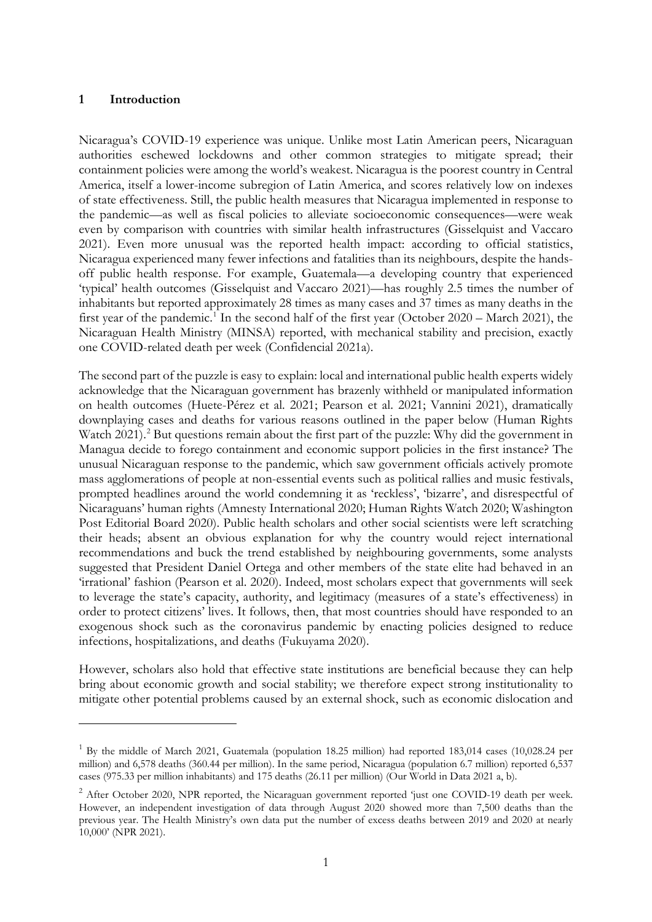## 1 Introduction

Nicaragua's COVID-19 experience was unique. Unlike most Latin American peers, Nicaraguan authorities eschewed lockdowns and other common strategies to mitigate spread; their containment policies were among the world's weakest. Nicaragua is the poorest country in Central America, itself a lower-income subregion of Latin America, and scores relatively low on indexes of state effectiveness. Still, the public health measures that Nicaragua implemented in response to the pandemic—as well as fiscal policies to alleviate socioeconomic consequences—were weak even by comparison with countries with similar health infrastructures (Gisselquist and Vaccaro 2021). Even more unusual was the reported health impact: according to official statistics, Nicaragua experienced many fewer infections and fatalities than its neighbours, despite the hands-off public health response. For example, Guatemala—a developing country that experienced 'typical' health outcomes (Gisselquist and Vaccaro 2021)—has roughly 2.5 times the number of inhabitants but reported approximately 28 times as many cases and 37 times as many deaths in the first year of the pandemic.[1] In the second half of the first year (October 2020 – March 2021), the Nicaraguan Health Ministry (MINSA) reported, with mechanical stability and precision, exactly one COVID-related death per week (Confidencial 2021a).

The second part of the puzzle is easy to explain: local and international public health experts widely acknowledge that the Nicaraguan government has brazenly withheld or manipulated information on health outcomes (Huete-Pérez et al. 2021; Pearson et al. 2021; Vannini 2021), dramatically downplaying cases and deaths for various reasons outlined in the paper below (Human Rights Watch 2021).[2] But questions remain about the first part of the puzzle: Why did the government in Managua decide to forego containment and economic support policies in the first instance? The unusual Nicaraguan response to the pandemic, which saw government officials actively promote mass agglomerations of people at non-essential events such as political rallies and music festivals, prompted headlines around the world condemning it as 'reckless', 'bizarre', and disrespectful of Nicaraguans' human rights (Amnesty International 2020; Human Rights Watch 2020; Washington Post Editorial Board 2020). Public health scholars and other social scientists were left scratching their heads; absent an obvious explanation for why the country would reject international recommendations and buck the trend established by neighbouring governments, some analysts suggested that President Daniel Ortega and other members of the state elite had behaved in an 'irrational' fashion (Pearson et al. 2020). Indeed, most scholars expect that governments will seek to leverage the state's capacity, authority, and legitimacy (measures of a state's effectiveness) in order to protect citizens' lives. It follows, then, that most countries should have responded to an exogenous shock such as the coronavirus pandemic by enacting policies designed to reduce infections, hospitalizations, and deaths (Fukuyama 2020).

However, scholars also hold that effective state institutions are beneficial because they can help bring about economic growth and social stability; we therefore expect strong institutionality to mitigate other potential problems caused by an external shock, such as economic dislocation and

---

[1] By the middle of March 2021, Guatemala (population 18.25 million) had reported 183,014 cases (10,028.24 per million) and 6,578 deaths (360.44 per million). In the same period, Nicaragua (population 6.7 million) reported 6,537 cases (975.33 per million inhabitants) and 175 deaths (26.11 per million) (Our World in Data 2021 a, b).

[2] After October 2020, NPR reported, the Nicaraguan government reported 'just one COVID-19 death per week. However, an independent investigation of data through August 2020 showed more than 7,500 deaths than the previous year. The Health Ministry's own data put the number of excess deaths between 2019 and 2020 at nearly 10,000' (NPR 2021).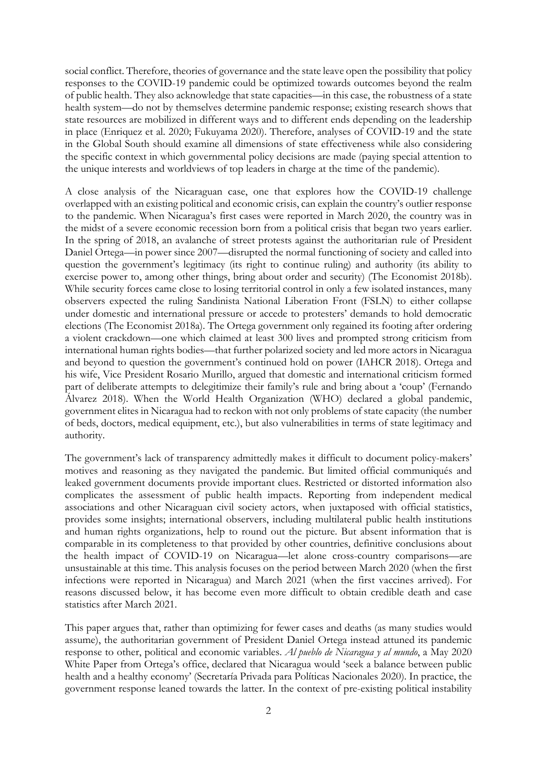social conflict. Therefore, theories of governance and the state leave open the possibility that policy responses to the COVID-19 pandemic could be optimized towards outcomes beyond the realm of public health. They also acknowledge that state capacities—in this case, the robustness of a state health system—do not by themselves determine pandemic response; existing research shows that state resources are mobilized in different ways and to different ends depending on the leadership in place (Enriquez et al. 2020; Fukuyama 2020). Therefore, analyses of COVID-19 and the state in the Global South should examine all dimensions of state effectiveness while also considering the specific context in which governmental policy decisions are made (paying special attention to the unique interests and worldviews of top leaders in charge at the time of the pandemic).

A close analysis of the Nicaraguan case, one that explores how the COVID-19 challenge overlapped with an existing political and economic crisis, can explain the country's outlier response to the pandemic. When Nicaragua's first cases were reported in March 2020, the country was in the midst of a severe economic recession born from a political crisis that began two years earlier. In the spring of 2018, an avalanche of street protests against the authoritarian rule of President Daniel Ortega—in power since 2007—disrupted the normal functioning of society and called into question the government's legitimacy (its right to continue ruling) and authority (its ability to exercise power to, among other things, bring about order and security) (The Economist 2018b). While security forces came close to losing territorial control in only a few isolated instances, many observers expected the ruling Sandinista National Liberation Front (FSLN) to either collapse under domestic and international pressure or accede to protesters' demands to hold democratic elections (The Economist 2018a). The Ortega government only regained its footing after ordering a violent crackdown—one which claimed at least 300 lives and prompted strong criticism from international human rights bodies—that further polarized society and led more actors in Nicaragua and beyond to question the government's continued hold on power (IAHCR 2018). Ortega and his wife, Vice President Rosario Murillo, argued that domestic and international criticism formed part of deliberate attempts to delegitimize their family's rule and bring about a 'coup' (Fernando Álvarez 2018). When the World Health Organization (WHO) declared a global pandemic, government elites in Nicaragua had to reckon with not only problems of state capacity (the number of beds, doctors, medical equipment, etc.), but also vulnerabilities in terms of state legitimacy and authority.

The government's lack of transparency admittedly makes it difficult to document policy-makers' motives and reasoning as they navigated the pandemic. But limited official communiqués and leaked government documents provide important clues. Restricted or distorted information also complicates the assessment of public health impacts. Reporting from independent medical associations and other Nicaraguan civil society actors, when juxtaposed with official statistics, provides some insights; international observers, including multilateral public health institutions and human rights organizations, help to round out the picture. But absent information that is comparable in its completeness to that provided by other countries, definitive conclusions about the health impact of COVID-19 on Nicaragua—let alone cross-country comparisons—are unsustainable at this time. This analysis focuses on the period between March 2020 (when the first infections were reported in Nicaragua) and March 2021 (when the first vaccines arrived). For reasons discussed below, it has become even more difficult to obtain credible death and case statistics after March 2021.

This paper argues that, rather than optimizing for fewer cases and deaths (as many studies would assume), the authoritarian government of President Daniel Ortega instead attuned its pandemic response to other, political and economic variables. *Al pueblo de Nicaragua y al mundo*, a May 2020 White Paper from Ortega's office, declared that Nicaragua would 'seek a balance between public health and a healthy economy' (Secretaría Privada para Políticas Nacionales 2020). In practice, the government response leaned towards the latter. In the context of pre-existing political instability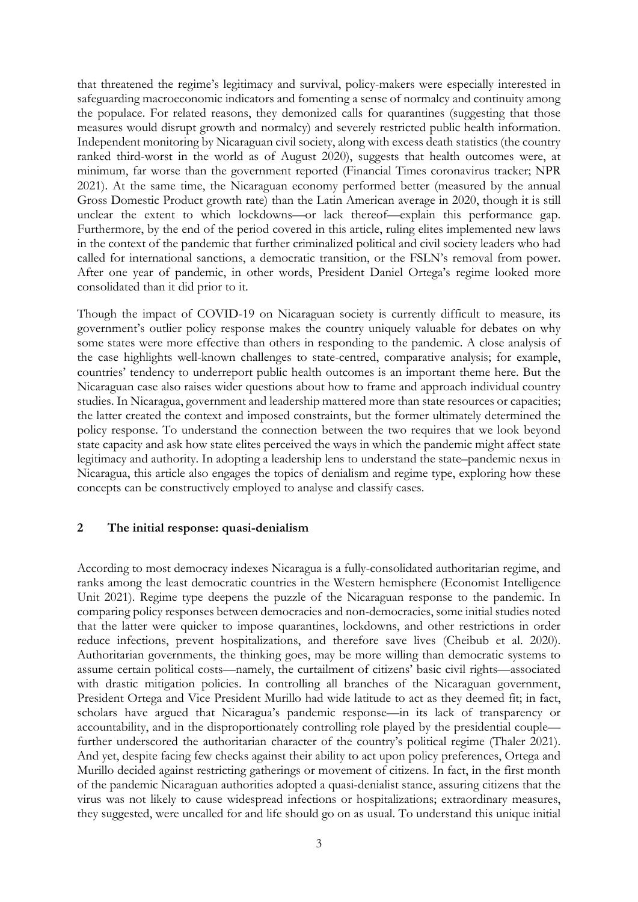that threatened the regime's legitimacy and survival, policy-makers were especially interested in safeguarding macroeconomic indicators and fomenting a sense of normalcy and continuity among the populace. For related reasons, they demonized calls for quarantines (suggesting that those measures would disrupt growth and normalcy) and severely restricted public health information. Independent monitoring by Nicaraguan civil society, along with excess death statistics (the country ranked third-worst in the world as of August 2020), suggests that health outcomes were, at minimum, far worse than the government reported (Financial Times coronavirus tracker; NPR 2021). At the same time, the Nicaraguan economy performed better (measured by the annual Gross Domestic Product growth rate) than the Latin American average in 2020, though it is still unclear the extent to which lockdowns—or lack thereof—explain this performance gap. Furthermore, by the end of the period covered in this article, ruling elites implemented new laws in the context of the pandemic that further criminalized political and civil society leaders who had called for international sanctions, a democratic transition, or the FSLN's removal from power. After one year of pandemic, in other words, President Daniel Ortega's regime looked more consolidated than it did prior to it.

Though the impact of COVID-19 on Nicaraguan society is currently difficult to measure, its government's outlier policy response makes the country uniquely valuable for debates on why some states were more effective than others in responding to the pandemic. A close analysis of the case highlights well-known challenges to state-centred, comparative analysis; for example, countries' tendency to underreport public health outcomes is an important theme here. But the Nicaraguan case also raises wider questions about how to frame and approach individual country studies. In Nicaragua, government and leadership mattered more than state resources or capacities; the latter created the context and imposed constraints, but the former ultimately determined the policy response. To understand the connection between the two requires that we look beyond state capacity and ask how state elites perceived the ways in which the pandemic might affect state legitimacy and authority. In adopting a leadership lens to understand the state–pandemic nexus in Nicaragua, this article also engages the topics of denialism and regime type, exploring how these concepts can be constructively employed to analyse and classify cases.

## 2 The initial response: quasi-denialism

According to most democracy indexes Nicaragua is a fully-consolidated authoritarian regime, and ranks among the least democratic countries in the Western hemisphere (Economist Intelligence Unit 2021). Regime type deepens the puzzle of the Nicaraguan response to the pandemic. In comparing policy responses between democracies and non-democracies, some initial studies noted that the latter were quicker to impose quarantines, lockdowns, and other restrictions in order reduce infections, prevent hospitalizations, and therefore save lives (Cheibub et al. 2020). Authoritarian governments, the thinking goes, may be more willing than democratic systems to assume certain political costs—namely, the curtailment of citizens' basic civil rights—associated with drastic mitigation policies. In controlling all branches of the Nicaraguan government, President Ortega and Vice President Murillo had wide latitude to act as they deemed fit; in fact, scholars have argued that Nicaragua's pandemic response—in its lack of transparency or accountability, and in the disproportionately controlling role played by the presidential couple—further underscored the authoritarian character of the country's political regime (Thaler 2021). And yet, despite facing few checks against their ability to act upon policy preferences, Ortega and Murillo decided against restricting gatherings or movement of citizens. In fact, in the first month of the pandemic Nicaraguan authorities adopted a quasi-denialist stance, assuring citizens that the virus was not likely to cause widespread infections or hospitalizations; extraordinary measures, they suggested, were uncalled for and life should go on as usual. To understand this unique initial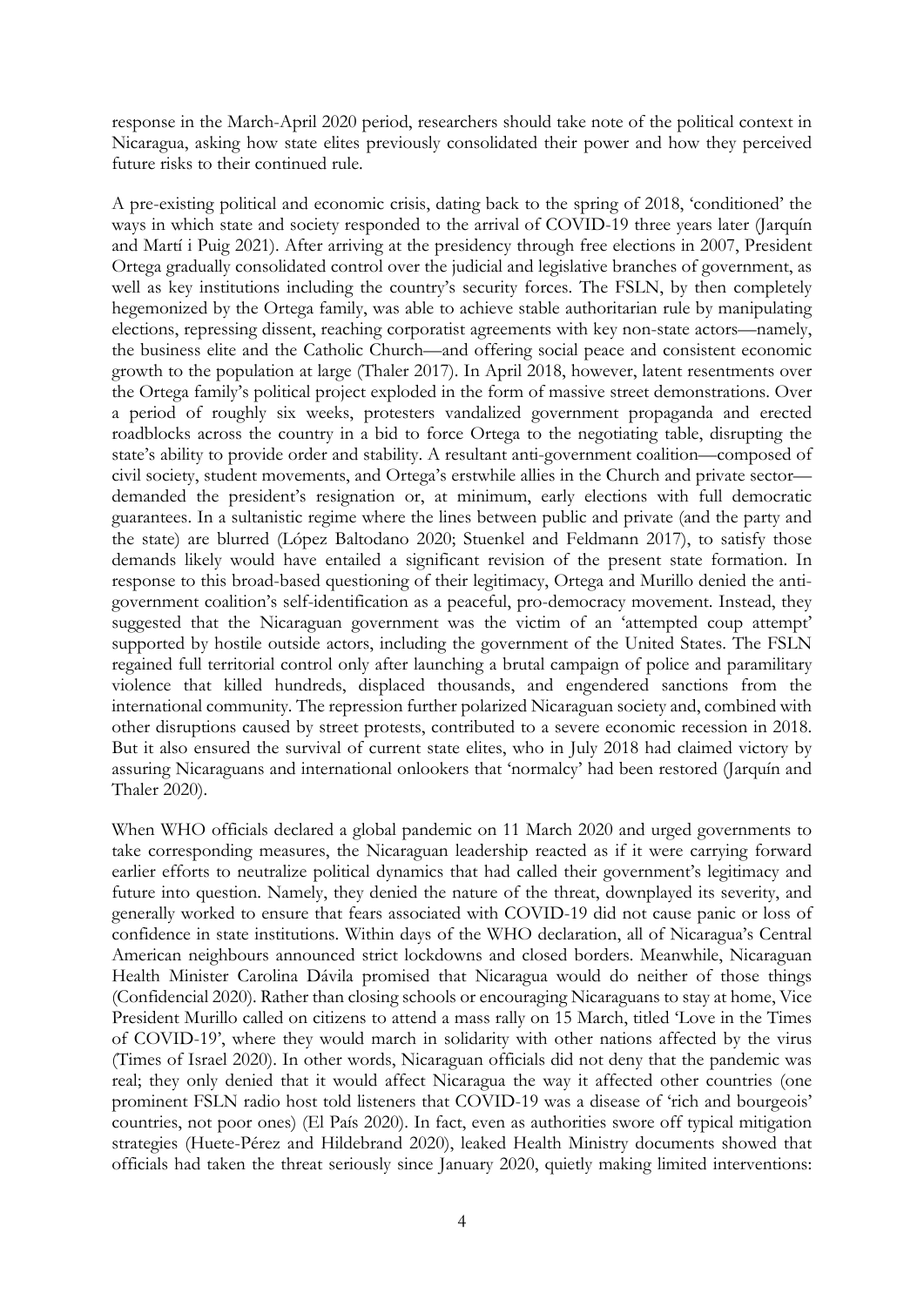response in the March-April 2020 period, researchers should take note of the political context in Nicaragua, asking how state elites previously consolidated their power and how they perceived future risks to their continued rule.

A pre-existing political and economic crisis, dating back to the spring of 2018, 'conditioned' the ways in which state and society responded to the arrival of COVID-19 three years later (Jarquín and Martí i Puig 2021). After arriving at the presidency through free elections in 2007, President Ortega gradually consolidated control over the judicial and legislative branches of government, as well as key institutions including the country's security forces. The FSLN, by then completely hegemonized by the Ortega family, was able to achieve stable authoritarian rule by manipulating elections, repressing dissent, reaching corporatist agreements with key non-state actors—namely, the business elite and the Catholic Church—and offering social peace and consistent economic growth to the population at large (Thaler 2017). In April 2018, however, latent resentments over the Ortega family's political project exploded in the form of massive street demonstrations. Over a period of roughly six weeks, protesters vandalized government propaganda and erected roadblocks across the country in a bid to force Ortega to the negotiating table, disrupting the state's ability to provide order and stability. A resultant anti-government coalition—composed of civil society, student movements, and Ortega's erstwhile allies in the Church and private sector—demanded the president's resignation or, at minimum, early elections with full democratic guarantees. In a sultanistic regime where the lines between public and private (and the party and the state) are blurred (López Baltodano 2020; Stuenkel and Feldmann 2017), to satisfy those demands likely would have entailed a significant revision of the present state formation. In response to this broad-based questioning of their legitimacy, Ortega and Murillo denied the anti-government coalition's self-identification as a peaceful, pro-democracy movement. Instead, they suggested that the Nicaraguan government was the victim of an 'attempted coup attempt' supported by hostile outside actors, including the government of the United States. The FSLN regained full territorial control only after launching a brutal campaign of police and paramilitary violence that killed hundreds, displaced thousands, and engendered sanctions from the international community. The repression further polarized Nicaraguan society and, combined with other disruptions caused by street protests, contributed to a severe economic recession in 2018. But it also ensured the survival of current state elites, who in July 2018 had claimed victory by assuring Nicaraguans and international onlookers that 'normalcy' had been restored (Jarquín and Thaler 2020).

When WHO officials declared a global pandemic on 11 March 2020 and urged governments to take corresponding measures, the Nicaraguan leadership reacted as if it were carrying forward earlier efforts to neutralize political dynamics that had called their government's legitimacy and future into question. Namely, they denied the nature of the threat, downplayed its severity, and generally worked to ensure that fears associated with COVID-19 did not cause panic or loss of confidence in state institutions. Within days of the WHO declaration, all of Nicaragua's Central American neighbours announced strict lockdowns and closed borders. Meanwhile, Nicaraguan Health Minister Carolina Dávila promised that Nicaragua would do neither of those things (Confidencial 2020). Rather than closing schools or encouraging Nicaraguans to stay at home, Vice President Murillo called on citizens to attend a mass rally on 15 March, titled 'Love in the Times of COVID-19', where they would march in solidarity with other nations affected by the virus (Times of Israel 2020). In other words, Nicaraguan officials did not deny that the pandemic was real; they only denied that it would affect Nicaragua the way it affected other countries (one prominent FSLN radio host told listeners that COVID-19 was a disease of 'rich and bourgeois' countries, not poor ones) (El País 2020). In fact, even as authorities swore off typical mitigation strategies (Huete-Pérez and Hildebrand 2020), leaked Health Ministry documents showed that officials had taken the threat seriously since January 2020, quietly making limited interventions: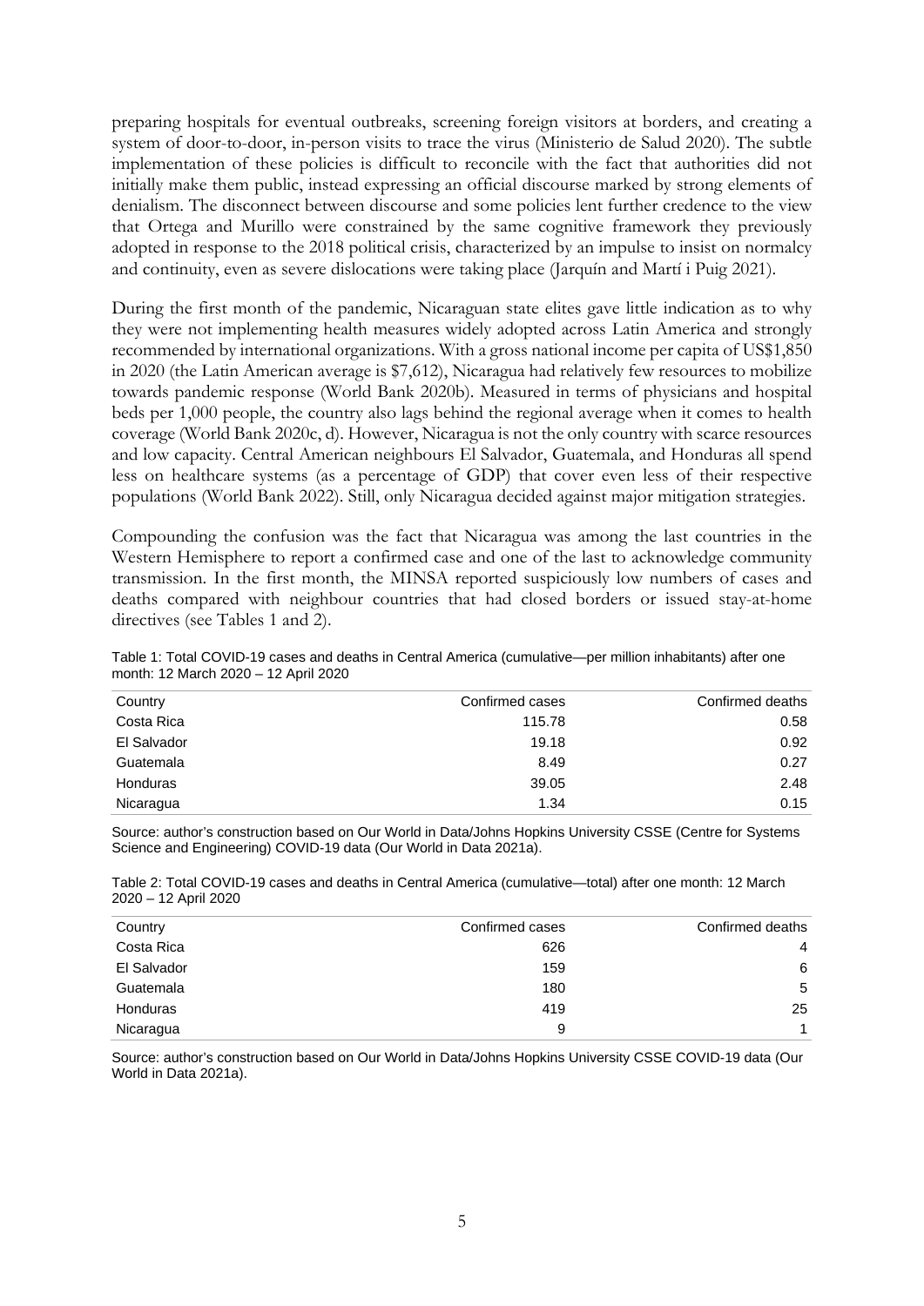preparing hospitals for eventual outbreaks, screening foreign visitors at borders, and creating a system of door-to-door, in-person visits to trace the virus (Ministerio de Salud 2020). The subtle implementation of these policies is difficult to reconcile with the fact that authorities did not initially make them public, instead expressing an official discourse marked by strong elements of denialism. The disconnect between discourse and some policies lent further credence to the view that Ortega and Murillo were constrained by the same cognitive framework they previously adopted in response to the 2018 political crisis, characterized by an impulse to insist on normalcy and continuity, even as severe dislocations were taking place (Jarquín and Martí i Puig 2021).

During the first month of the pandemic, Nicaraguan state elites gave little indication as to why they were not implementing health measures widely adopted across Latin America and strongly recommended by international organizations. With a gross national income per capita of US$1,850 in 2020 (the Latin American average is $7,612), Nicaragua had relatively few resources to mobilize towards pandemic response (World Bank 2020b). Measured in terms of physicians and hospital beds per 1,000 people, the country also lags behind the regional average when it comes to health coverage (World Bank 2020c, d). However, Nicaragua is not the only country with scarce resources and low capacity. Central American neighbours El Salvador, Guatemala, and Honduras all spend less on healthcare systems (as a percentage of GDP) that cover even less of their respective populations (World Bank 2022). Still, only Nicaragua decided against major mitigation strategies.

Compounding the confusion was the fact that Nicaragua was among the last countries in the Western Hemisphere to report a confirmed case and one of the last to acknowledge community transmission. In the first month, the MINSA reported suspiciously low numbers of cases and deaths compared with neighbour countries that had closed borders or issued stay-at-home directives (see Tables 1 and 2).

Table 1: Total COVID-19 cases and deaths in Central America (cumulative—per million inhabitants) after one month: 12 March 2020 – 12 April 2020

| Country | Confirmed cases | Confirmed deaths |
|---|---|---|
| Costa Rica | 115.78 | 0.58 |
| El Salvador | 19.18 | 0.92 |
| Guatemala | 8.49 | 0.27 |
| Honduras | 39.05 | 2.48 |
| Nicaragua | 1.34 | 0.15 |

Source: author's construction based on Our World in Data/Johns Hopkins University CSSE (Centre for Systems Science and Engineering) COVID-19 data (Our World in Data 2021a).

Table 2: Total COVID-19 cases and deaths in Central America (cumulative—total) after one month: 12 March 2020 – 12 April 2020

| Country | Confirmed cases | Confirmed deaths |
|---|---|---|
| Costa Rica | 626 | 4 |
| El Salvador | 159 | 6 |
| Guatemala | 180 | 5 |
| Honduras | 419 | 25 |
| Nicaragua | 9 | 1 |

Source: author's construction based on Our World in Data/Johns Hopkins University CSSE COVID-19 data (Our World in Data 2021a).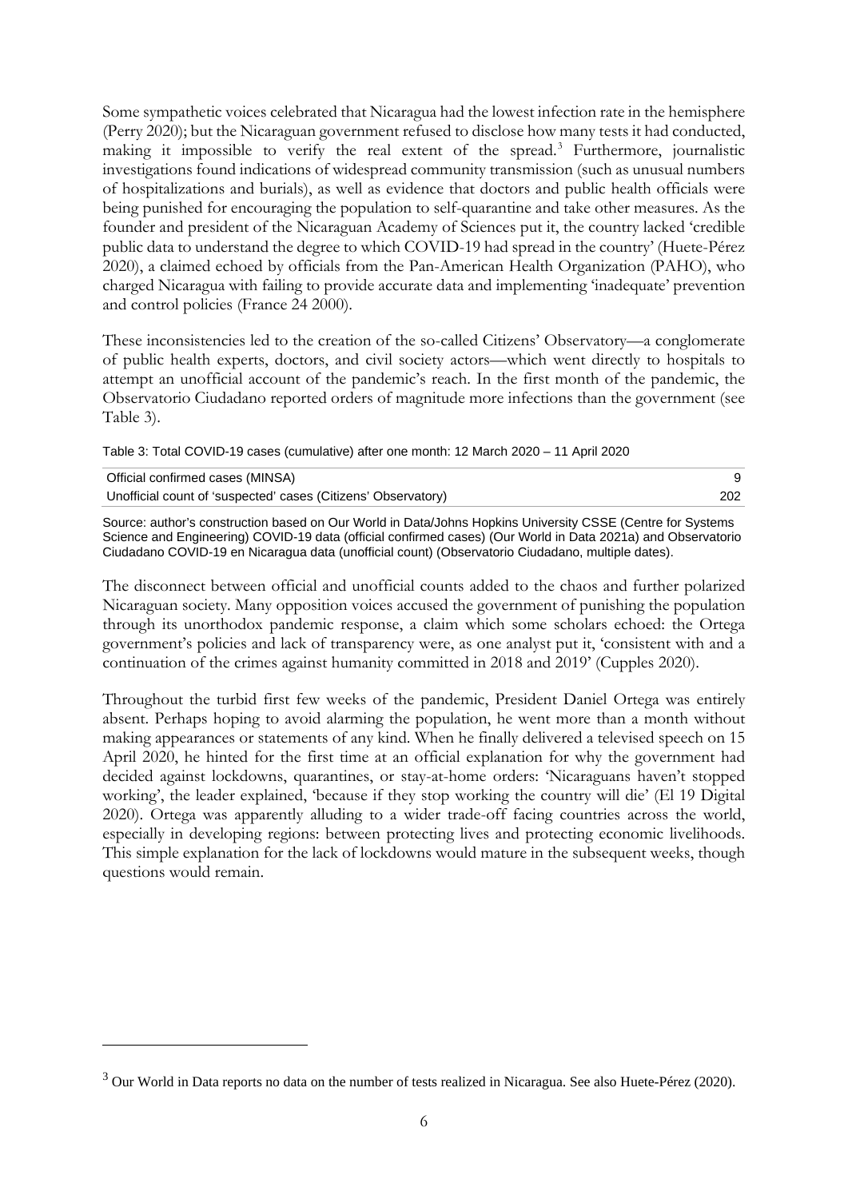Some sympathetic voices celebrated that Nicaragua had the lowest infection rate in the hemisphere (Perry 2020); but the Nicaraguan government refused to disclose how many tests it had conducted, making it impossible to verify the real extent of the spread.[3] Furthermore, journalistic investigations found indications of widespread community transmission (such as unusual numbers of hospitalizations and burials), as well as evidence that doctors and public health officials were being punished for encouraging the population to self-quarantine and take other measures. As the founder and president of the Nicaraguan Academy of Sciences put it, the country lacked 'credible public data to understand the degree to which COVID-19 had spread in the country' (Huete-Pérez 2020), a claimed echoed by officials from the Pan-American Health Organization (PAHO), who charged Nicaragua with failing to provide accurate data and implementing 'inadequate' prevention and control policies (France 24 2000).

These inconsistencies led to the creation of the so-called Citizens' Observatory—a conglomerate of public health experts, doctors, and civil society actors—which went directly to hospitals to attempt an unofficial account of the pandemic's reach. In the first month of the pandemic, the Observatorio Ciudadano reported orders of magnitude more infections than the government (see Table 3).

Table 3: Total COVID-19 cases (cumulative) after one month: 12 March 2020 – 11 April 2020

| | |
|---|---|
| Official confirmed cases (MINSA) | 9 |
| Unofficial count of 'suspected' cases (Citizens' Observatory) | 202 |

Source: author's construction based on Our World in Data/Johns Hopkins University CSSE (Centre for Systems Science and Engineering) COVID-19 data (official confirmed cases) (Our World in Data 2021a) and Observatorio Ciudadano COVID-19 en Nicaragua data (unofficial count) (Observatorio Ciudadano, multiple dates).

The disconnect between official and unofficial counts added to the chaos and further polarized Nicaraguan society. Many opposition voices accused the government of punishing the population through its unorthodox pandemic response, a claim which some scholars echoed: the Ortega government's policies and lack of transparency were, as one analyst put it, 'consistent with and a continuation of the crimes against humanity committed in 2018 and 2019' (Cupples 2020).

Throughout the turbid first few weeks of the pandemic, President Daniel Ortega was entirely absent. Perhaps hoping to avoid alarming the population, he went more than a month without making appearances or statements of any kind. When he finally delivered a televised speech on 15 April 2020, he hinted for the first time at an official explanation for why the government had decided against lockdowns, quarantines, or stay-at-home orders: 'Nicaraguans haven't stopped working', the leader explained, 'because if they stop working the country will die' (El 19 Digital 2020). Ortega was apparently alluding to a wider trade-off facing countries across the world, especially in developing regions: between protecting lives and protecting economic livelihoods. This simple explanation for the lack of lockdowns would mature in the subsequent weeks, though questions would remain.

[3] Our World in Data reports no data on the number of tests realized in Nicaragua. See also Huete-Pérez (2020).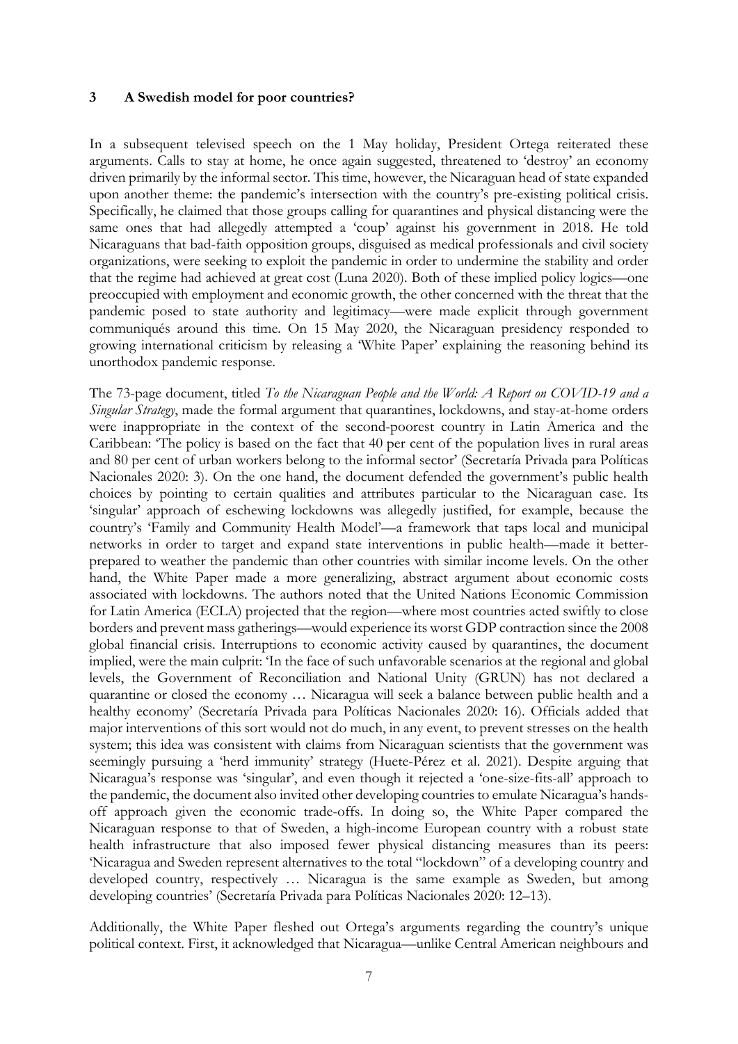## 3 A Swedish model for poor countries?

In a subsequent televised speech on the 1 May holiday, President Ortega reiterated these arguments. Calls to stay at home, he once again suggested, threatened to 'destroy' an economy driven primarily by the informal sector. This time, however, the Nicaraguan head of state expanded upon another theme: the pandemic's intersection with the country's pre-existing political crisis. Specifically, he claimed that those groups calling for quarantines and physical distancing were the same ones that had allegedly attempted a 'coup' against his government in 2018. He told Nicaraguans that bad-faith opposition groups, disguised as medical professionals and civil society organizations, were seeking to exploit the pandemic in order to undermine the stability and order that the regime had achieved at great cost (Luna 2020). Both of these implied policy logics—one preoccupied with employment and economic growth, the other concerned with the threat that the pandemic posed to state authority and legitimacy—were made explicit through government communiqués around this time. On 15 May 2020, the Nicaraguan presidency responded to growing international criticism by releasing a 'White Paper' explaining the reasoning behind its unorthodox pandemic response.

The 73-page document, titled *To the Nicaraguan People and the World: A Report on COVID-19 and a Singular Strategy*, made the formal argument that quarantines, lockdowns, and stay-at-home orders were inappropriate in the context of the second-poorest country in Latin America and the Caribbean: 'The policy is based on the fact that 40 per cent of the population lives in rural areas and 80 per cent of urban workers belong to the informal sector' (Secretaría Privada para Políticas Nacionales 2020: 3). On the one hand, the document defended the government's public health choices by pointing to certain qualities and attributes particular to the Nicaraguan case. Its 'singular' approach of eschewing lockdowns was allegedly justified, for example, because the country's 'Family and Community Health Model'—a framework that taps local and municipal networks in order to target and expand state interventions in public health—made it better-prepared to weather the pandemic than other countries with similar income levels. On the other hand, the White Paper made a more generalizing, abstract argument about economic costs associated with lockdowns. The authors noted that the United Nations Economic Commission for Latin America (ECLA) projected that the region—where most countries acted swiftly to close borders and prevent mass gatherings—would experience its worst GDP contraction since the 2008 global financial crisis. Interruptions to economic activity caused by quarantines, the document implied, were the main culprit: 'In the face of such unfavorable scenarios at the regional and global levels, the Government of Reconciliation and National Unity (GRUN) has not declared a quarantine or closed the economy … Nicaragua will seek a balance between public health and a healthy economy' (Secretaría Privada para Políticas Nacionales 2020: 16). Officials added that major interventions of this sort would not do much, in any event, to prevent stresses on the health system; this idea was consistent with claims from Nicaraguan scientists that the government was seemingly pursuing a 'herd immunity' strategy (Huete-Pérez et al. 2021). Despite arguing that Nicaragua's response was 'singular', and even though it rejected a 'one-size-fits-all' approach to the pandemic, the document also invited other developing countries to emulate Nicaragua's hands-off approach given the economic trade-offs. In doing so, the White Paper compared the Nicaraguan response to that of Sweden, a high-income European country with a robust state health infrastructure that also imposed fewer physical distancing measures than its peers: 'Nicaragua and Sweden represent alternatives to the total "lockdown" of a developing country and developed country, respectively … Nicaragua is the same example as Sweden, but among developing countries' (Secretaría Privada para Políticas Nacionales 2020: 12–13).

Additionally, the White Paper fleshed out Ortega's arguments regarding the country's unique political context. First, it acknowledged that Nicaragua—unlike Central American neighbours and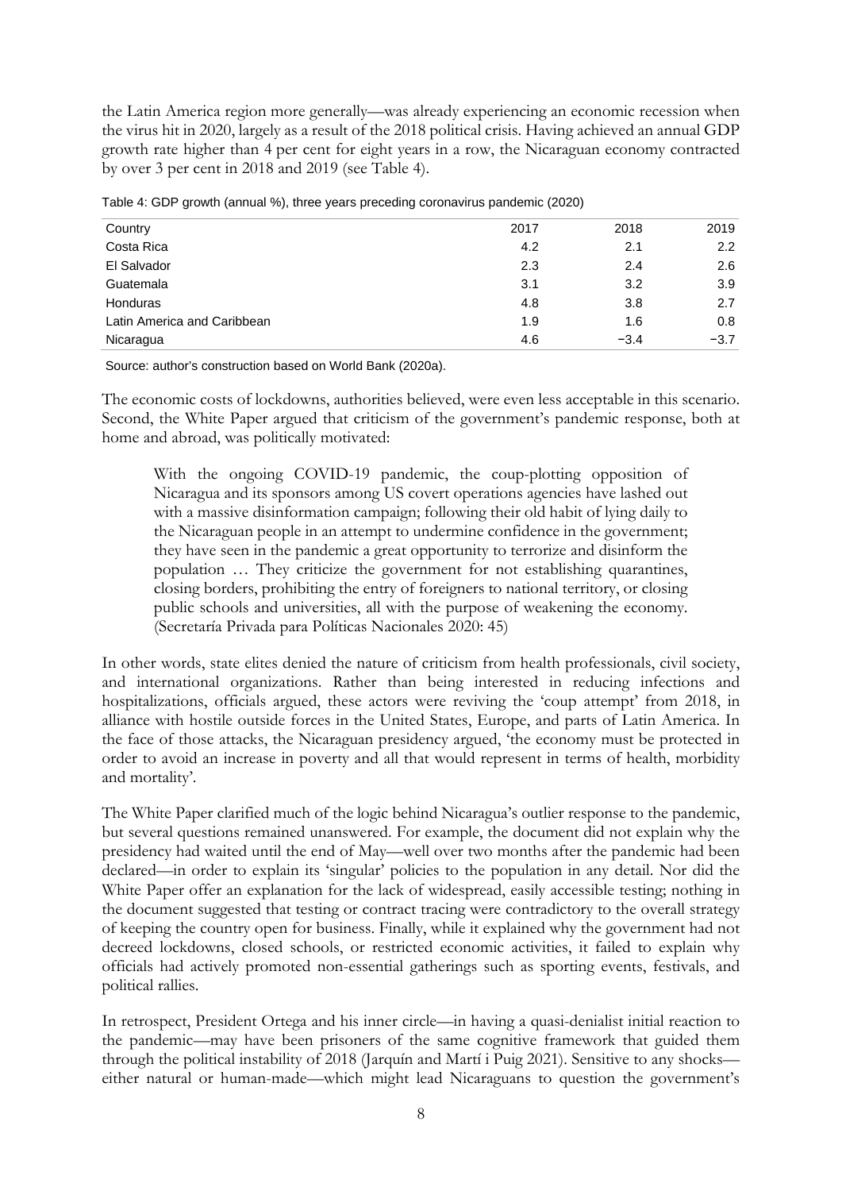the Latin America region more generally—was already experiencing an economic recession when the virus hit in 2020, largely as a result of the 2018 political crisis. Having achieved an annual GDP growth rate higher than 4 per cent for eight years in a row, the Nicaraguan economy contracted by over 3 per cent in 2018 and 2019 (see Table 4).

Table 4: GDP growth (annual %), three years preceding coronavirus pandemic (2020)

| Country | 2017 | 2018 | 2019 |
|---|---|---|---|
| Costa Rica | 4.2 | 2.1 | 2.2 |
| El Salvador | 2.3 | 2.4 | 2.6 |
| Guatemala | 3.1 | 3.2 | 3.9 |
| Honduras | 4.8 | 3.8 | 2.7 |
| Latin America and Caribbean | 1.9 | 1.6 | 0.8 |
| Nicaragua | 4.6 | −3.4 | −3.7 |

Source: author's construction based on World Bank (2020a).

The economic costs of lockdowns, authorities believed, were even less acceptable in this scenario. Second, the White Paper argued that criticism of the government's pandemic response, both at home and abroad, was politically motivated:

> With the ongoing COVID-19 pandemic, the coup-plotting opposition of Nicaragua and its sponsors among US covert operations agencies have lashed out with a massive disinformation campaign; following their old habit of lying daily to the Nicaraguan people in an attempt to undermine confidence in the government; they have seen in the pandemic a great opportunity to terrorize and disinform the population … They criticize the government for not establishing quarantines, closing borders, prohibiting the entry of foreigners to national territory, or closing public schools and universities, all with the purpose of weakening the economy. (Secretaría Privada para Políticas Nacionales 2020: 45)

In other words, state elites denied the nature of criticism from health professionals, civil society, and international organizations. Rather than being interested in reducing infections and hospitalizations, officials argued, these actors were reviving the 'coup attempt' from 2018, in alliance with hostile outside forces in the United States, Europe, and parts of Latin America. In the face of those attacks, the Nicaraguan presidency argued, 'the economy must be protected in order to avoid an increase in poverty and all that would represent in terms of health, morbidity and mortality'.

The White Paper clarified much of the logic behind Nicaragua's outlier response to the pandemic, but several questions remained unanswered. For example, the document did not explain why the presidency had waited until the end of May—well over two months after the pandemic had been declared—in order to explain its 'singular' policies to the population in any detail. Nor did the White Paper offer an explanation for the lack of widespread, easily accessible testing; nothing in the document suggested that testing or contract tracing were contradictory to the overall strategy of keeping the country open for business. Finally, while it explained why the government had not decreed lockdowns, closed schools, or restricted economic activities, it failed to explain why officials had actively promoted non-essential gatherings such as sporting events, festivals, and political rallies.

In retrospect, President Ortega and his inner circle—in having a quasi-denialist initial reaction to the pandemic—may have been prisoners of the same cognitive framework that guided them through the political instability of 2018 (Jarquín and Martí i Puig 2021). Sensitive to any shocks—either natural or human-made—which might lead Nicaraguans to question the government's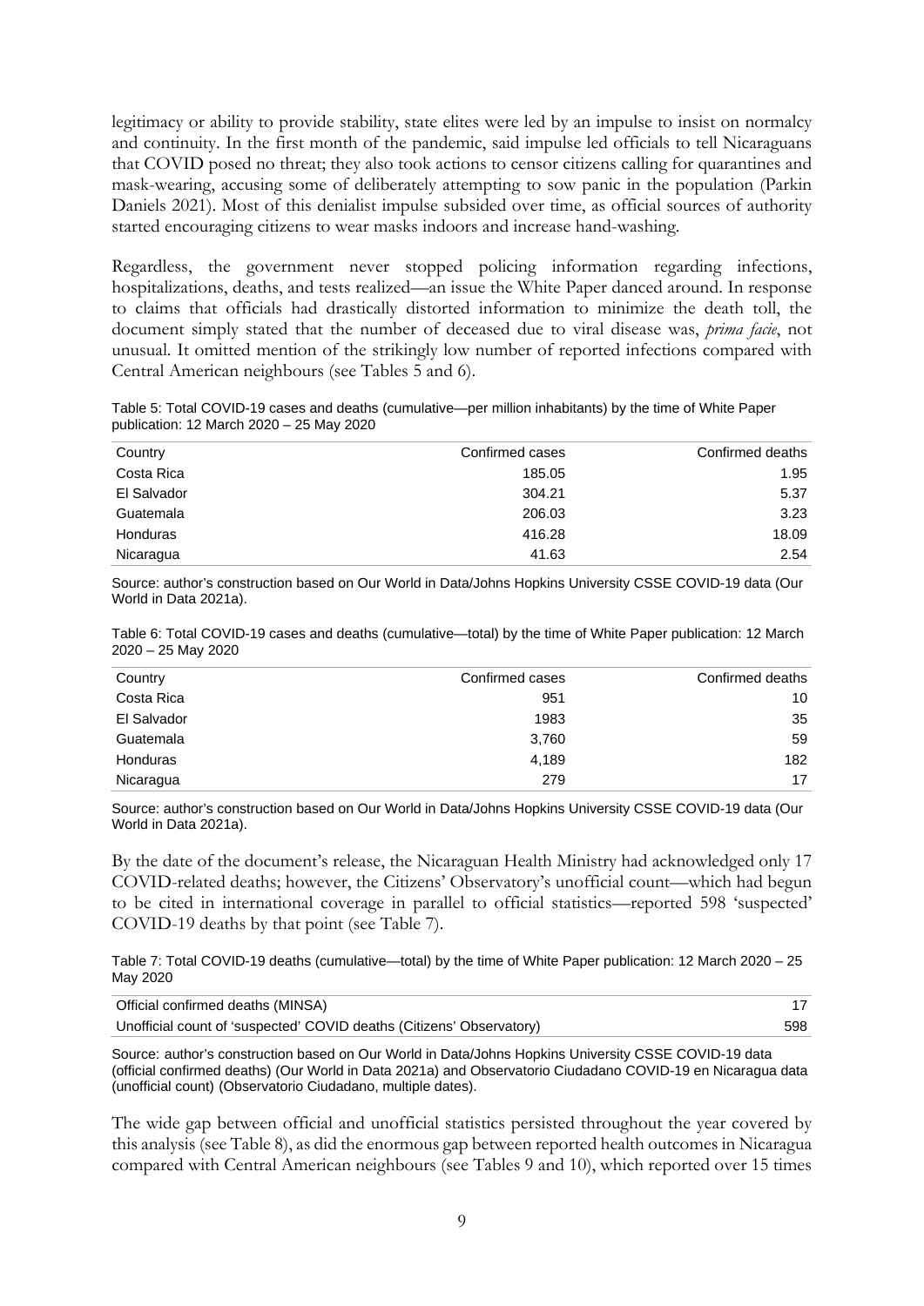legitimacy or ability to provide stability, state elites were led by an impulse to insist on normalcy and continuity. In the first month of the pandemic, said impulse led officials to tell Nicaraguans that COVID posed no threat; they also took actions to censor citizens calling for quarantines and mask-wearing, accusing some of deliberately attempting to sow panic in the population (Parkin Daniels 2021). Most of this denialist impulse subsided over time, as official sources of authority started encouraging citizens to wear masks indoors and increase hand-washing.

Regardless, the government never stopped policing information regarding infections, hospitalizations, deaths, and tests realized—an issue the White Paper danced around. In response to claims that officials had drastically distorted information to minimize the death toll, the document simply stated that the number of deceased due to viral disease was, *prima facie*, not unusual. It omitted mention of the strikingly low number of reported infections compared with Central American neighbours (see Tables 5 and 6).

Table 5: Total COVID-19 cases and deaths (cumulative—per million inhabitants) by the time of White Paper publication: 12 March 2020 – 25 May 2020

| Country | Confirmed cases | Confirmed deaths |
|---|---|---|
| Costa Rica | 185.05 | 1.95 |
| El Salvador | 304.21 | 5.37 |
| Guatemala | 206.03 | 3.23 |
| Honduras | 416.28 | 18.09 |
| Nicaragua | 41.63 | 2.54 |

Source: author's construction based on Our World in Data/Johns Hopkins University CSSE COVID-19 data (Our World in Data 2021a).

Table 6: Total COVID-19 cases and deaths (cumulative—total) by the time of White Paper publication: 12 March 2020 – 25 May 2020

| Country | Confirmed cases | Confirmed deaths |
|---|---|---|
| Costa Rica | 951 | 10 |
| El Salvador | 1983 | 35 |
| Guatemala | 3,760 | 59 |
| Honduras | 4,189 | 182 |
| Nicaragua | 279 | 17 |

Source: author's construction based on Our World in Data/Johns Hopkins University CSSE COVID-19 data (Our World in Data 2021a).

By the date of the document's release, the Nicaraguan Health Ministry had acknowledged only 17 COVID-related deaths; however, the Citizens' Observatory's unofficial count—which had begun to be cited in international coverage in parallel to official statistics—reported 598 'suspected' COVID-19 deaths by that point (see Table 7).

Table 7: Total COVID-19 deaths (cumulative—total) by the time of White Paper publication: 12 March 2020 – 25 May 2020

| | |
|---|---|
| Official confirmed deaths (MINSA) | 17 |
| Unofficial count of 'suspected' COVID deaths (Citizens' Observatory) | 598 |

Source: author's construction based on Our World in Data/Johns Hopkins University CSSE COVID-19 data (official confirmed deaths) (Our World in Data 2021a) and Observatorio Ciudadano COVID-19 en Nicaragua data (unofficial count) (Observatorio Ciudadano, multiple dates).

The wide gap between official and unofficial statistics persisted throughout the year covered by this analysis (see Table 8), as did the enormous gap between reported health outcomes in Nicaragua compared with Central American neighbours (see Tables 9 and 10), which reported over 15 times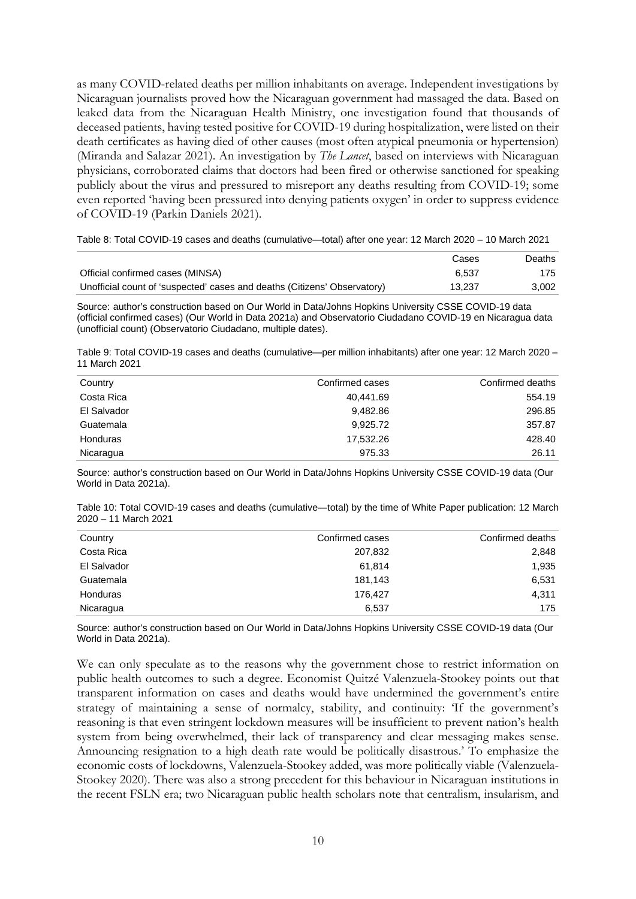as many COVID-related deaths per million inhabitants on average. Independent investigations by Nicaraguan journalists proved how the Nicaraguan government had massaged the data. Based on leaked data from the Nicaraguan Health Ministry, one investigation found that thousands of deceased patients, having tested positive for COVID-19 during hospitalization, were listed on their death certificates as having died of other causes (most often atypical pneumonia or hypertension) (Miranda and Salazar 2021). An investigation by *The Lancet*, based on interviews with Nicaraguan physicians, corroborated claims that doctors had been fired or otherwise sanctioned for speaking publicly about the virus and pressured to misreport any deaths resulting from COVID-19; some even reported 'having been pressured into denying patients oxygen' in order to suppress evidence of COVID-19 (Parkin Daniels 2021).

Table 8: Total COVID-19 cases and deaths (cumulative—total) after one year: 12 March 2020 – 10 March 2021

| | Cases | Deaths |
|---|---|---|
| Official confirmed cases (MINSA) | 6,537 | 175 |
| Unofficial count of 'suspected' cases and deaths (Citizens' Observatory) | 13,237 | 3,002 |

Source: author's construction based on Our World in Data/Johns Hopkins University CSSE COVID-19 data (official confirmed cases) (Our World in Data 2021a) and Observatorio Ciudadano COVID-19 en Nicaragua data (unofficial count) (Observatorio Ciudadano, multiple dates).

Table 9: Total COVID-19 cases and deaths (cumulative—per million inhabitants) after one year: 12 March 2020 – 11 March 2021

| Country | Confirmed cases | Confirmed deaths |
|---|---|---|
| Costa Rica | 40,441.69 | 554.19 |
| El Salvador | 9,482.86 | 296.85 |
| Guatemala | 9,925.72 | 357.87 |
| Honduras | 17,532.26 | 428.40 |
| Nicaragua | 975.33 | 26.11 |

Source: author's construction based on Our World in Data/Johns Hopkins University CSSE COVID-19 data (Our World in Data 2021a).

Table 10: Total COVID-19 cases and deaths (cumulative—total) by the time of White Paper publication: 12 March 2020 – 11 March 2021

| Country | Confirmed cases | Confirmed deaths |
|---|---|---|
| Costa Rica | 207,832 | 2,848 |
| El Salvador | 61,814 | 1,935 |
| Guatemala | 181,143 | 6,531 |
| Honduras | 176,427 | 4,311 |
| Nicaragua | 6,537 | 175 |

Source: author's construction based on Our World in Data/Johns Hopkins University CSSE COVID-19 data (Our World in Data 2021a).

We can only speculate as to the reasons why the government chose to restrict information on public health outcomes to such a degree. Economist Quitzé Valenzuela-Stookey points out that transparent information on cases and deaths would have undermined the government's entire strategy of maintaining a sense of normalcy, stability, and continuity: 'If the government's reasoning is that even stringent lockdown measures will be insufficient to prevent nation's health system from being overwhelmed, their lack of transparency and clear messaging makes sense. Announcing resignation to a high death rate would be politically disastrous.' To emphasize the economic costs of lockdowns, Valenzuela-Stookey added, was more politically viable (Valenzuela-Stookey 2020). There was also a strong precedent for this behaviour in Nicaraguan institutions in the recent FSLN era; two Nicaraguan public health scholars note that centralism, insularism, and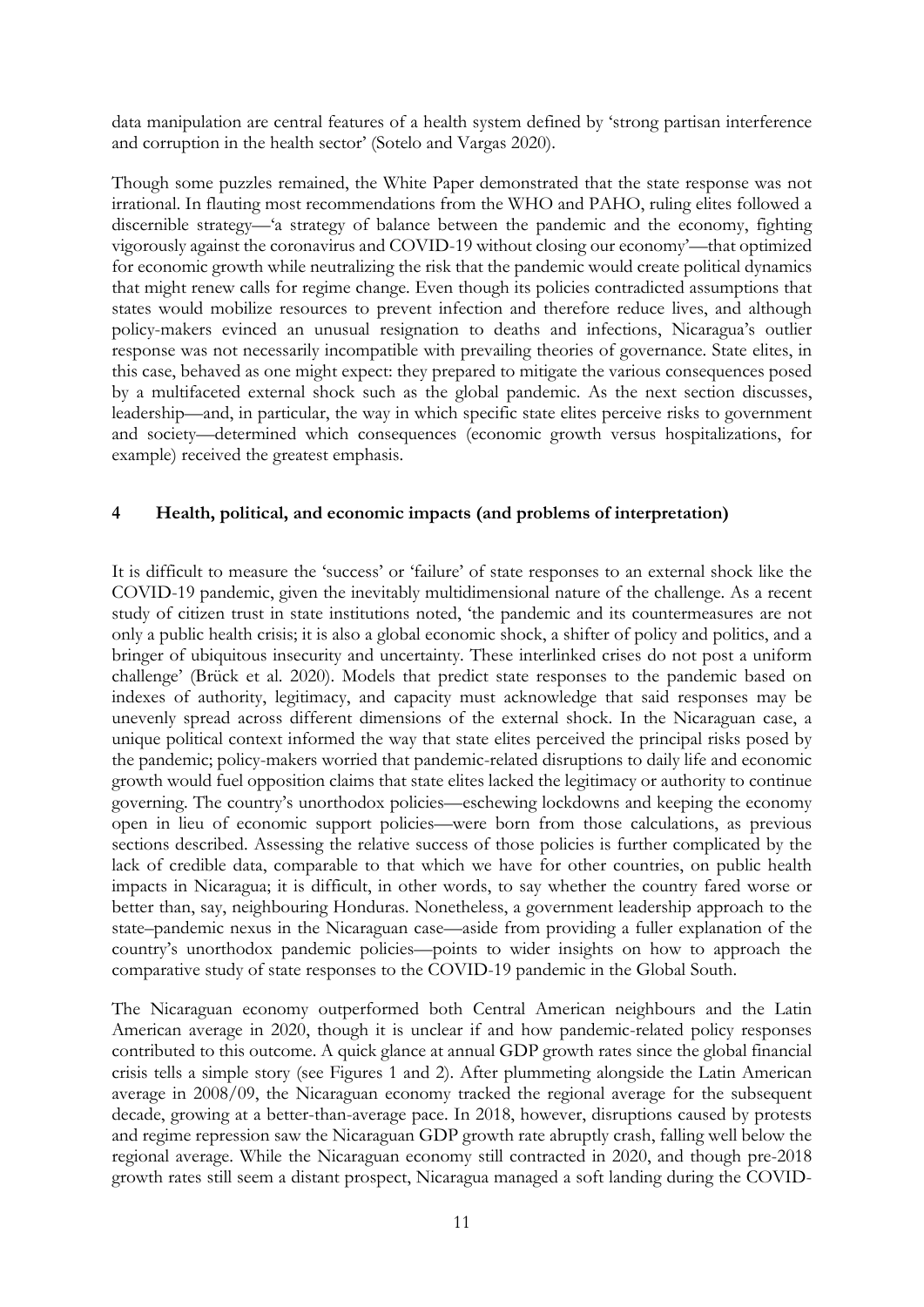data manipulation are central features of a health system defined by 'strong partisan interference and corruption in the health sector' (Sotelo and Vargas 2020).

Though some puzzles remained, the White Paper demonstrated that the state response was not irrational. In flauting most recommendations from the WHO and PAHO, ruling elites followed a discernible strategy—'a strategy of balance between the pandemic and the economy, fighting vigorously against the coronavirus and COVID-19 without closing our economy'—that optimized for economic growth while neutralizing the risk that the pandemic would create political dynamics that might renew calls for regime change. Even though its policies contradicted assumptions that states would mobilize resources to prevent infection and therefore reduce lives, and although policy-makers evinced an unusual resignation to deaths and infections, Nicaragua's outlier response was not necessarily incompatible with prevailing theories of governance. State elites, in this case, behaved as one might expect: they prepared to mitigate the various consequences posed by a multifaceted external shock such as the global pandemic. As the next section discusses, leadership—and, in particular, the way in which specific state elites perceive risks to government and society—determined which consequences (economic growth versus hospitalizations, for example) received the greatest emphasis.

## 4 Health, political, and economic impacts (and problems of interpretation)

It is difficult to measure the 'success' or 'failure' of state responses to an external shock like the COVID-19 pandemic, given the inevitably multidimensional nature of the challenge. As a recent study of citizen trust in state institutions noted, 'the pandemic and its countermeasures are not only a public health crisis; it is also a global economic shock, a shifter of policy and politics, and a bringer of ubiquitous insecurity and uncertainty. These interlinked crises do not post a uniform challenge' (Brück et al. 2020). Models that predict state responses to the pandemic based on indexes of authority, legitimacy, and capacity must acknowledge that said responses may be unevenly spread across different dimensions of the external shock. In the Nicaraguan case, a unique political context informed the way that state elites perceived the principal risks posed by the pandemic; policy-makers worried that pandemic-related disruptions to daily life and economic growth would fuel opposition claims that state elites lacked the legitimacy or authority to continue governing. The country's unorthodox policies—eschewing lockdowns and keeping the economy open in lieu of economic support policies—were born from those calculations, as previous sections described. Assessing the relative success of those policies is further complicated by the lack of credible data, comparable to that which we have for other countries, on public health impacts in Nicaragua; it is difficult, in other words, to say whether the country fared worse or better than, say, neighbouring Honduras. Nonetheless, a government leadership approach to the state–pandemic nexus in the Nicaraguan case—aside from providing a fuller explanation of the country's unorthodox pandemic policies—points to wider insights on how to approach the comparative study of state responses to the COVID-19 pandemic in the Global South.

The Nicaraguan economy outperformed both Central American neighbours and the Latin American average in 2020, though it is unclear if and how pandemic-related policy responses contributed to this outcome. A quick glance at annual GDP growth rates since the global financial crisis tells a simple story (see Figures 1 and 2). After plummeting alongside the Latin American average in 2008/09, the Nicaraguan economy tracked the regional average for the subsequent decade, growing at a better-than-average pace. In 2018, however, disruptions caused by protests and regime repression saw the Nicaraguan GDP growth rate abruptly crash, falling well below the regional average. While the Nicaraguan economy still contracted in 2020, and though pre-2018 growth rates still seem a distant prospect, Nicaragua managed a soft landing during the COVID-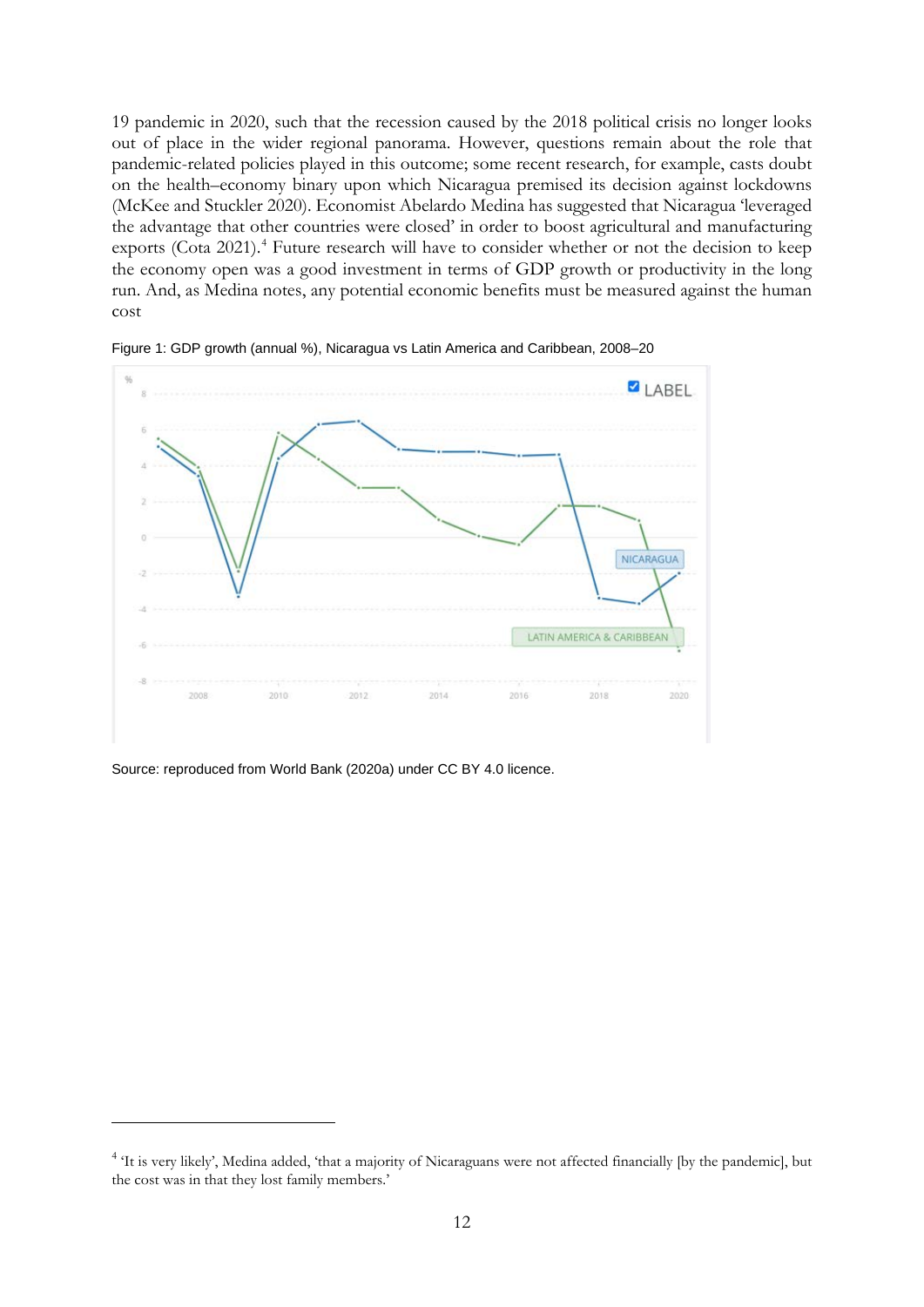19 pandemic in 2020, such that the recession caused by the 2018 political crisis no longer looks out of place in the wider regional panorama. However, questions remain about the role that pandemic-related policies played in this outcome; some recent research, for example, casts doubt on the health–economy binary upon which Nicaragua premised its decision against lockdowns (McKee and Stuckler 2020). Economist Abelardo Medina has suggested that Nicaragua 'leveraged the advantage that other countries were closed' in order to boost agricultural and manufacturing exports (Cota 2021).[4] Future research will have to consider whether or not the decision to keep the economy open was a good investment in terms of GDP growth or productivity in the long run. And, as Medina notes, any potential economic benefits must be measured against the human cost

Figure 1: GDP growth (annual %), Nicaragua vs Latin America and Caribbean, 2008–20

Source: reproduced from World Bank (2020a) under CC BY 4.0 licence.

[4] 'It is very likely', Medina added, 'that a majority of Nicaraguans were not affected financially [by the pandemic], but the cost was in that they lost family members.'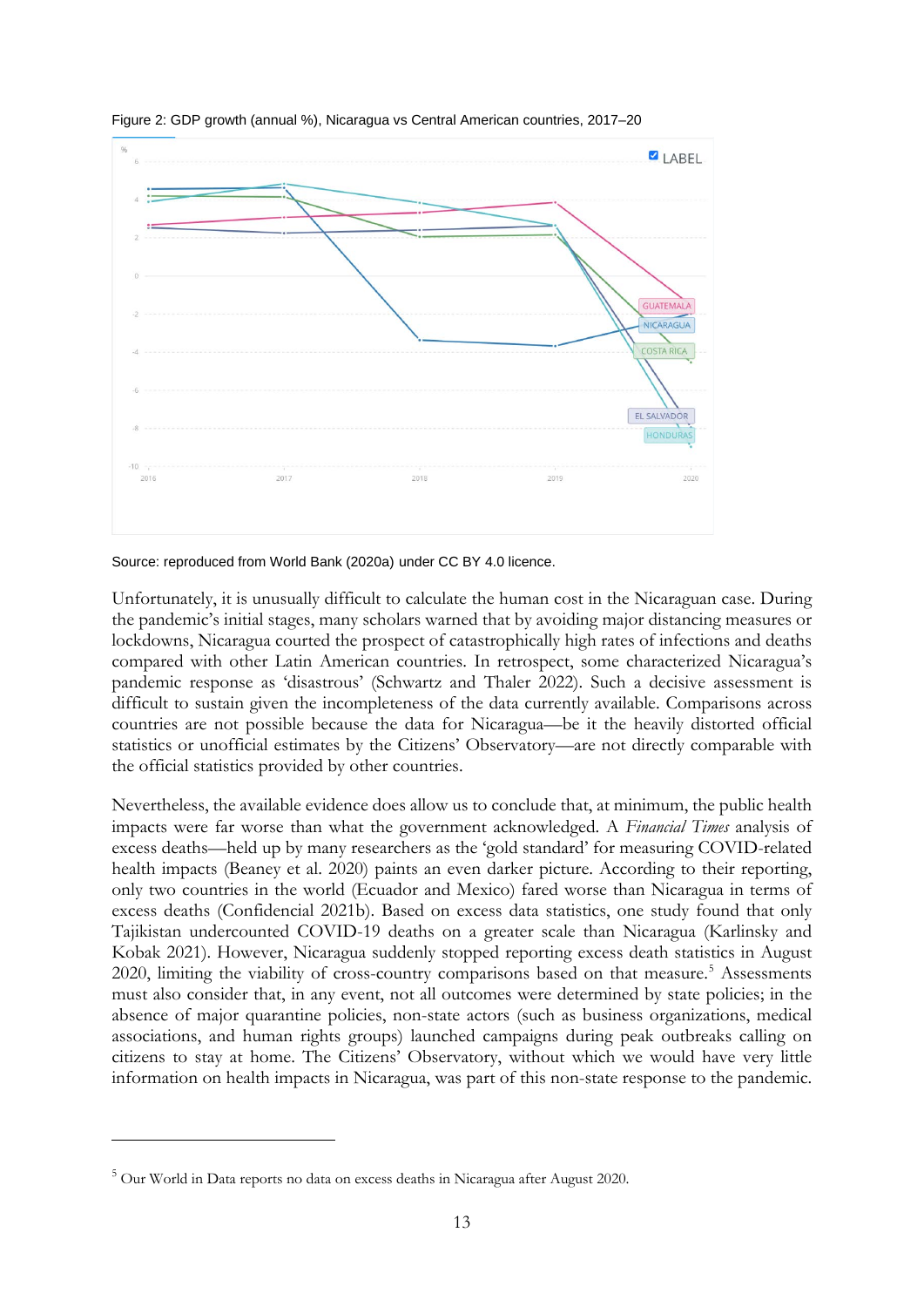Figure 2: GDP growth (annual %), Nicaragua vs Central American countries, 2017–20

Source: reproduced from World Bank (2020a) under CC BY 4.0 licence.

Unfortunately, it is unusually difficult to calculate the human cost in the Nicaraguan case. During the pandemic's initial stages, many scholars warned that by avoiding major distancing measures or lockdowns, Nicaragua courted the prospect of catastrophically high rates of infections and deaths compared with other Latin American countries. In retrospect, some characterized Nicaragua's pandemic response as 'disastrous' (Schwartz and Thaler 2022). Such a decisive assessment is difficult to sustain given the incompleteness of the data currently available. Comparisons across countries are not possible because the data for Nicaragua—be it the heavily distorted official statistics or unofficial estimates by the Citizens' Observatory—are not directly comparable with the official statistics provided by other countries.

Nevertheless, the available evidence does allow us to conclude that, at minimum, the public health impacts were far worse than what the government acknowledged. A *Financial Times* analysis of excess deaths—held up by many researchers as the 'gold standard' for measuring COVID-related health impacts (Beaney et al. 2020) paints an even darker picture. According to their reporting, only two countries in the world (Ecuador and Mexico) fared worse than Nicaragua in terms of excess deaths (Confidencial 2021b). Based on excess data statistics, one study found that only Tajikistan undercounted COVID-19 deaths on a greater scale than Nicaragua (Karlinsky and Kobak 2021). However, Nicaragua suddenly stopped reporting excess death statistics in August 2020, limiting the viability of cross-country comparisons based on that measure.[5] Assessments must also consider that, in any event, not all outcomes were determined by state policies; in the absence of major quarantine policies, non-state actors (such as business organizations, medical associations, and human rights groups) launched campaigns during peak outbreaks calling on citizens to stay at home. The Citizens' Observatory, without which we would have very little information on health impacts in Nicaragua, was part of this non-state response to the pandemic.

[5] Our World in Data reports no data on excess deaths in Nicaragua after August 2020.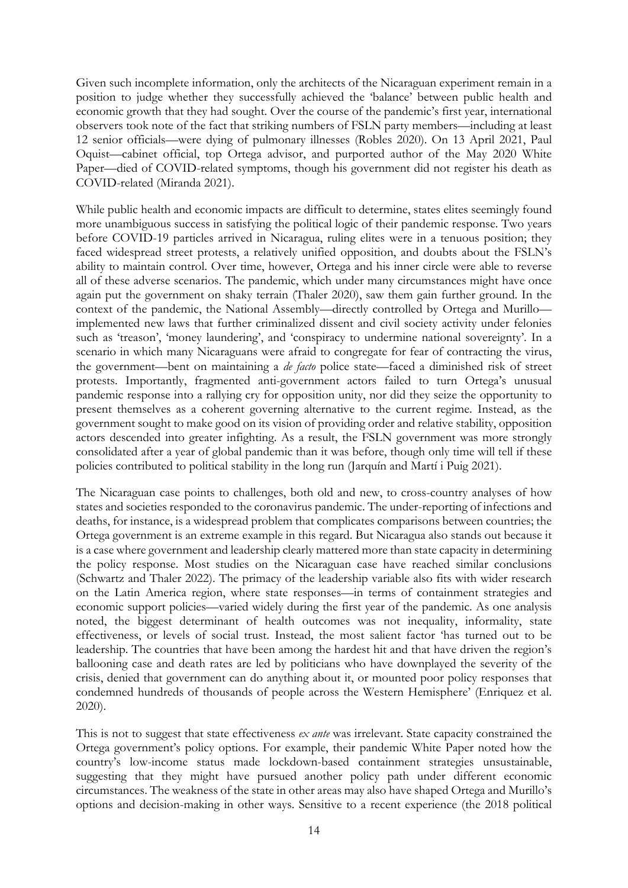Given such incomplete information, only the architects of the Nicaraguan experiment remain in a position to judge whether they successfully achieved the 'balance' between public health and economic growth that they had sought. Over the course of the pandemic's first year, international observers took note of the fact that striking numbers of FSLN party members—including at least 12 senior officials—were dying of pulmonary illnesses (Robles 2020). On 13 April 2021, Paul Oquist—cabinet official, top Ortega advisor, and purported author of the May 2020 White Paper—died of COVID-related symptoms, though his government did not register his death as COVID-related (Miranda 2021).

While public health and economic impacts are difficult to determine, states elites seemingly found more unambiguous success in satisfying the political logic of their pandemic response. Two years before COVID-19 particles arrived in Nicaragua, ruling elites were in a tenuous position; they faced widespread street protests, a relatively unified opposition, and doubts about the FSLN's ability to maintain control. Over time, however, Ortega and his inner circle were able to reverse all of these adverse scenarios. The pandemic, which under many circumstances might have once again put the government on shaky terrain (Thaler 2020), saw them gain further ground. In the context of the pandemic, the National Assembly—directly controlled by Ortega and Murillo—implemented new laws that further criminalized dissent and civil society activity under felonies such as 'treason', 'money laundering', and 'conspiracy to undermine national sovereignty'. In a scenario in which many Nicaraguans were afraid to congregate for fear of contracting the virus, the government—bent on maintaining a *de facto* police state—faced a diminished risk of street protests. Importantly, fragmented anti-government actors failed to turn Ortega's unusual pandemic response into a rallying cry for opposition unity, nor did they seize the opportunity to present themselves as a coherent governing alternative to the current regime. Instead, as the government sought to make good on its vision of providing order and relative stability, opposition actors descended into greater infighting. As a result, the FSLN government was more strongly consolidated after a year of global pandemic than it was before, though only time will tell if these policies contributed to political stability in the long run (Jarquín and Martí i Puig 2021).

The Nicaraguan case points to challenges, both old and new, to cross-country analyses of how states and societies responded to the coronavirus pandemic. The under-reporting of infections and deaths, for instance, is a widespread problem that complicates comparisons between countries; the Ortega government is an extreme example in this regard. But Nicaragua also stands out because it is a case where government and leadership clearly mattered more than state capacity in determining the policy response. Most studies on the Nicaraguan case have reached similar conclusions (Schwartz and Thaler 2022). The primacy of the leadership variable also fits with wider research on the Latin America region, where state responses—in terms of containment strategies and economic support policies—varied widely during the first year of the pandemic. As one analysis noted, the biggest determinant of health outcomes was not inequality, informality, state effectiveness, or levels of social trust. Instead, the most salient factor 'has turned out to be leadership. The countries that have been among the hardest hit and that have driven the region's ballooning case and death rates are led by politicians who have downplayed the severity of the crisis, denied that government can do anything about it, or mounted poor policy responses that condemned hundreds of thousands of people across the Western Hemisphere' (Enriquez et al. 2020).

This is not to suggest that state effectiveness *ex ante* was irrelevant. State capacity constrained the Ortega government's policy options. For example, their pandemic White Paper noted how the country's low-income status made lockdown-based containment strategies unsustainable, suggesting that they might have pursued another policy path under different economic circumstances. The weakness of the state in other areas may also have shaped Ortega and Murillo's options and decision-making in other ways. Sensitive to a recent experience (the 2018 political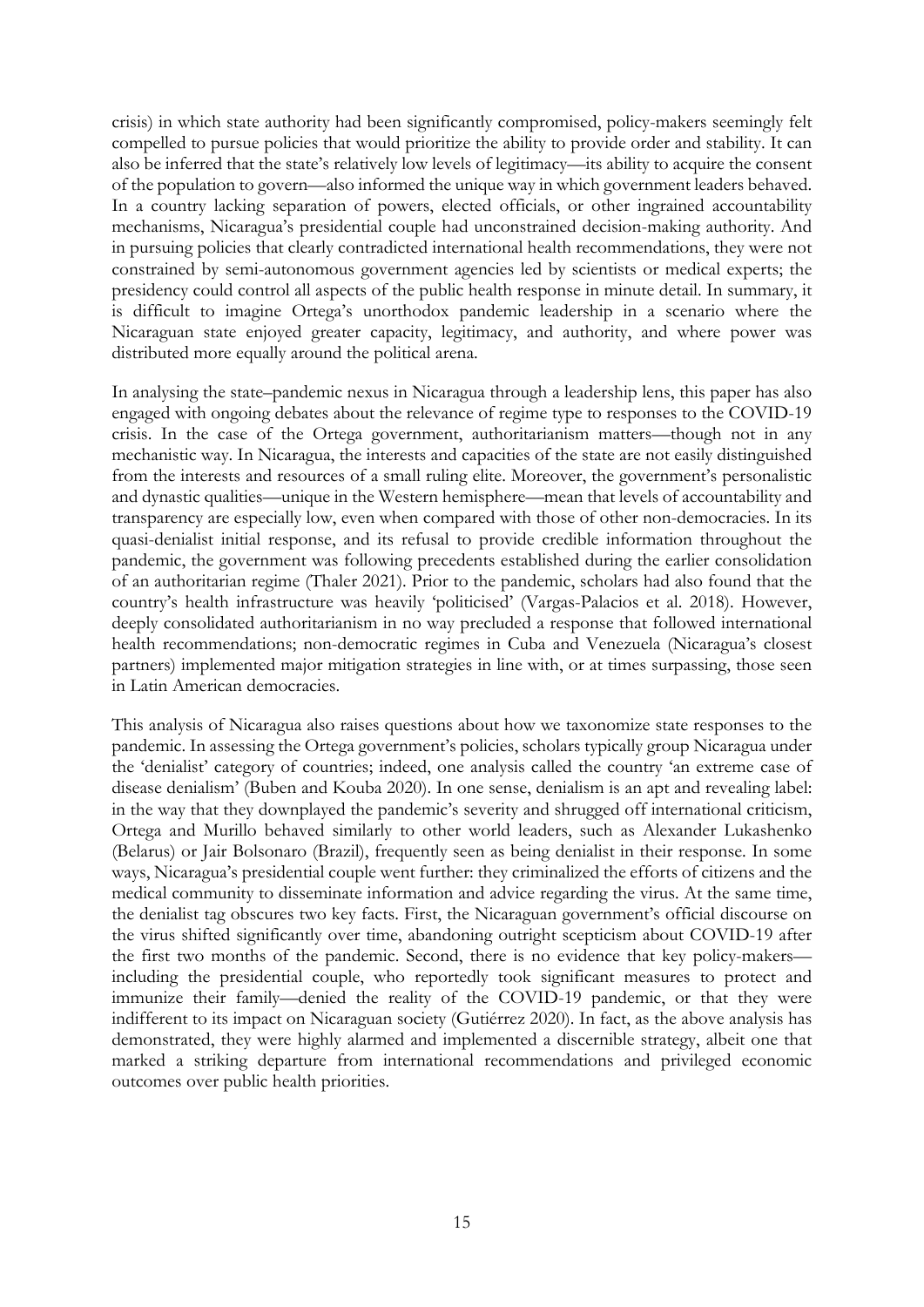crisis) in which state authority had been significantly compromised, policy-makers seemingly felt compelled to pursue policies that would prioritize the ability to provide order and stability. It can also be inferred that the state's relatively low levels of legitimacy—its ability to acquire the consent of the population to govern—also informed the unique way in which government leaders behaved. In a country lacking separation of powers, elected officials, or other ingrained accountability mechanisms, Nicaragua's presidential couple had unconstrained decision-making authority. And in pursuing policies that clearly contradicted international health recommendations, they were not constrained by semi-autonomous government agencies led by scientists or medical experts; the presidency could control all aspects of the public health response in minute detail. In summary, it is difficult to imagine Ortega's unorthodox pandemic leadership in a scenario where the Nicaraguan state enjoyed greater capacity, legitimacy, and authority, and where power was distributed more equally around the political arena.

In analysing the state–pandemic nexus in Nicaragua through a leadership lens, this paper has also engaged with ongoing debates about the relevance of regime type to responses to the COVID-19 crisis. In the case of the Ortega government, authoritarianism matters—though not in any mechanistic way. In Nicaragua, the interests and capacities of the state are not easily distinguished from the interests and resources of a small ruling elite. Moreover, the government's personalistic and dynastic qualities—unique in the Western hemisphere—mean that levels of accountability and transparency are especially low, even when compared with those of other non-democracies. In its quasi-denialist initial response, and its refusal to provide credible information throughout the pandemic, the government was following precedents established during the earlier consolidation of an authoritarian regime (Thaler 2021). Prior to the pandemic, scholars had also found that the country's health infrastructure was heavily 'politicised' (Vargas-Palacios et al. 2018). However, deeply consolidated authoritarianism in no way precluded a response that followed international health recommendations; non-democratic regimes in Cuba and Venezuela (Nicaragua's closest partners) implemented major mitigation strategies in line with, or at times surpassing, those seen in Latin American democracies.

This analysis of Nicaragua also raises questions about how we taxonomize state responses to the pandemic. In assessing the Ortega government's policies, scholars typically group Nicaragua under the 'denialist' category of countries; indeed, one analysis called the country 'an extreme case of disease denialism' (Buben and Kouba 2020). In one sense, denialism is an apt and revealing label: in the way that they downplayed the pandemic's severity and shrugged off international criticism, Ortega and Murillo behaved similarly to other world leaders, such as Alexander Lukashenko (Belarus) or Jair Bolsonaro (Brazil), frequently seen as being denialist in their response. In some ways, Nicaragua's presidential couple went further: they criminalized the efforts of citizens and the medical community to disseminate information and advice regarding the virus. At the same time, the denialist tag obscures two key facts. First, the Nicaraguan government's official discourse on the virus shifted significantly over time, abandoning outright scepticism about COVID-19 after the first two months of the pandemic. Second, there is no evidence that key policy-makers—including the presidential couple, who reportedly took significant measures to protect and immunize their family—denied the reality of the COVID-19 pandemic, or that they were indifferent to its impact on Nicaraguan society (Gutiérrez 2020). In fact, as the above analysis has demonstrated, they were highly alarmed and implemented a discernible strategy, albeit one that marked a striking departure from international recommendations and privileged economic outcomes over public health priorities.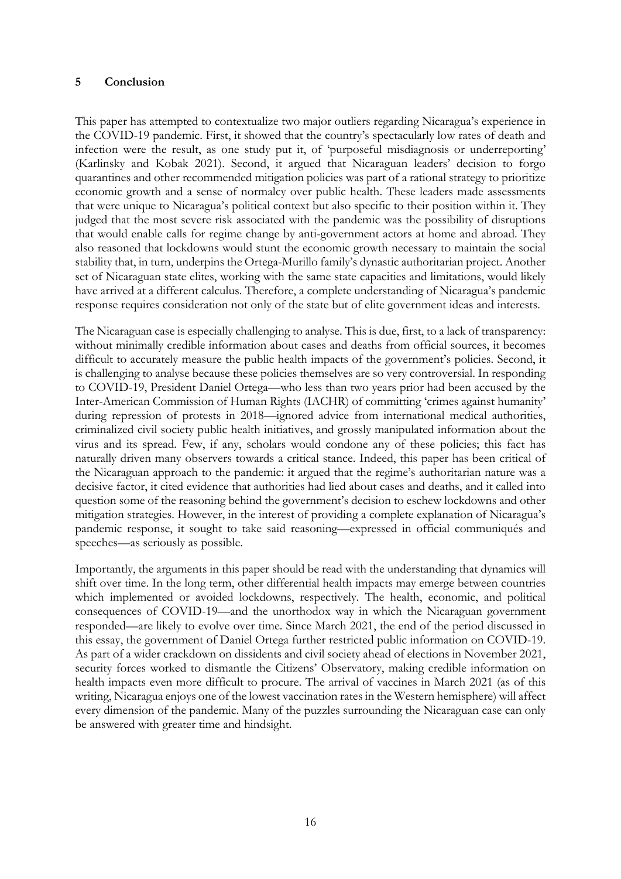## 5 Conclusion

This paper has attempted to contextualize two major outliers regarding Nicaragua's experience in the COVID-19 pandemic. First, it showed that the country's spectacularly low rates of death and infection were the result, as one study put it, of 'purposeful misdiagnosis or underreporting' (Karlinsky and Kobak 2021). Second, it argued that Nicaraguan leaders' decision to forgo quarantines and other recommended mitigation policies was part of a rational strategy to prioritize economic growth and a sense of normalcy over public health. These leaders made assessments that were unique to Nicaragua's political context but also specific to their position within it. They judged that the most severe risk associated with the pandemic was the possibility of disruptions that would enable calls for regime change by anti-government actors at home and abroad. They also reasoned that lockdowns would stunt the economic growth necessary to maintain the social stability that, in turn, underpins the Ortega-Murillo family's dynastic authoritarian project. Another set of Nicaraguan state elites, working with the same state capacities and limitations, would likely have arrived at a different calculus. Therefore, a complete understanding of Nicaragua's pandemic response requires consideration not only of the state but of elite government ideas and interests.

The Nicaraguan case is especially challenging to analyse. This is due, first, to a lack of transparency: without minimally credible information about cases and deaths from official sources, it becomes difficult to accurately measure the public health impacts of the government's policies. Second, it is challenging to analyse because these policies themselves are so very controversial. In responding to COVID-19, President Daniel Ortega—who less than two years prior had been accused by the Inter-American Commission of Human Rights (IACHR) of committing 'crimes against humanity' during repression of protests in 2018—ignored advice from international medical authorities, criminalized civil society public health initiatives, and grossly manipulated information about the virus and its spread. Few, if any, scholars would condone any of these policies; this fact has naturally driven many observers towards a critical stance. Indeed, this paper has been critical of the Nicaraguan approach to the pandemic: it argued that the regime's authoritarian nature was a decisive factor, it cited evidence that authorities had lied about cases and deaths, and it called into question some of the reasoning behind the government's decision to eschew lockdowns and other mitigation strategies. However, in the interest of providing a complete explanation of Nicaragua's pandemic response, it sought to take said reasoning—expressed in official communiqués and speeches—as seriously as possible.

Importantly, the arguments in this paper should be read with the understanding that dynamics will shift over time. In the long term, other differential health impacts may emerge between countries which implemented or avoided lockdowns, respectively. The health, economic, and political consequences of COVID-19—and the unorthodox way in which the Nicaraguan government responded—are likely to evolve over time. Since March 2021, the end of the period discussed in this essay, the government of Daniel Ortega further restricted public information on COVID-19. As part of a wider crackdown on dissidents and civil society ahead of elections in November 2021, security forces worked to dismantle the Citizens' Observatory, making credible information on health impacts even more difficult to procure. The arrival of vaccines in March 2021 (as of this writing, Nicaragua enjoys one of the lowest vaccination rates in the Western hemisphere) will affect every dimension of the pandemic. Many of the puzzles surrounding the Nicaraguan case can only be answered with greater time and hindsight.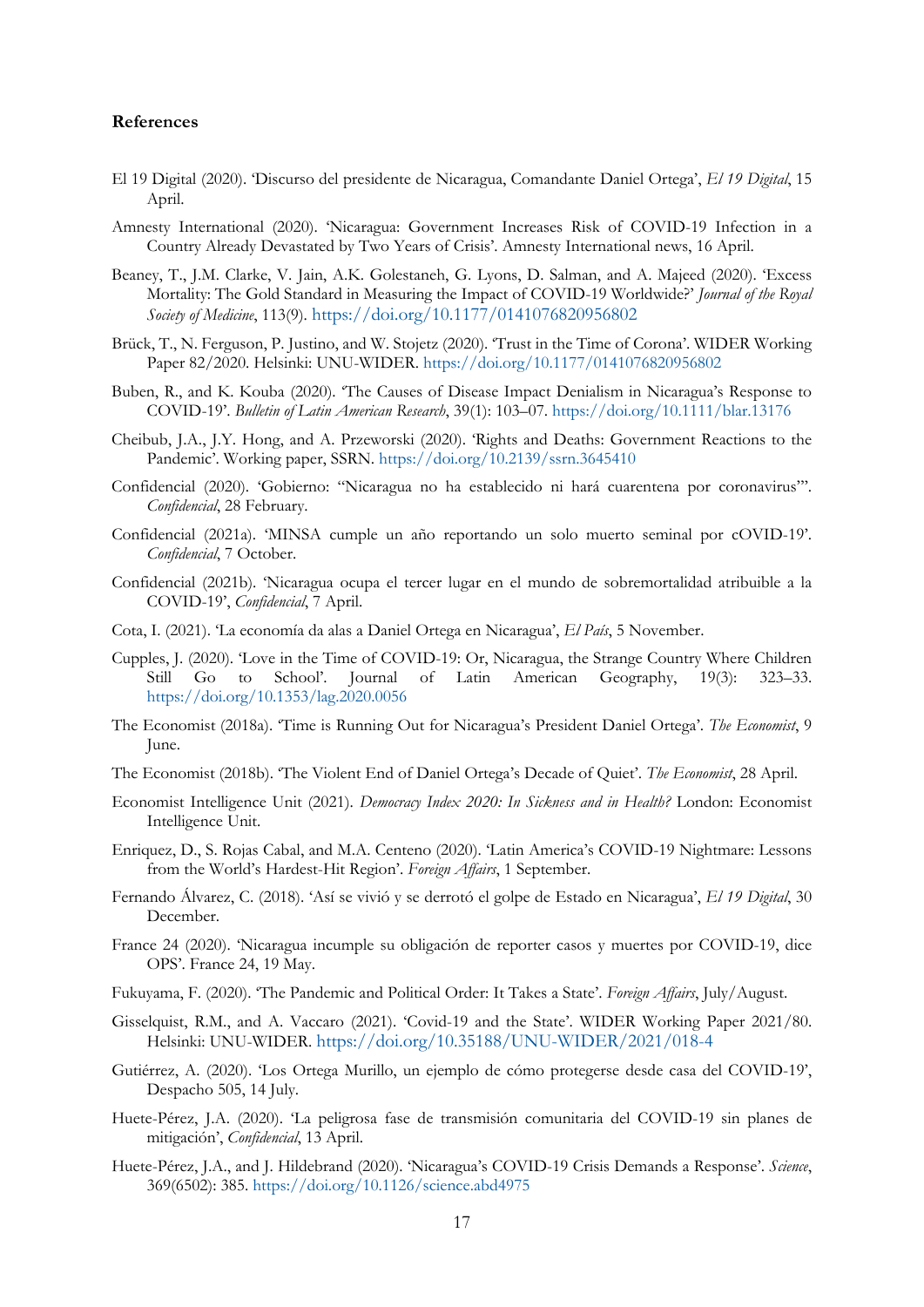## References

El 19 Digital (2020). 'Discurso del presidente de Nicaragua, Comandante Daniel Ortega', *El 19 Digital*, 15 April.

Amnesty International (2020). 'Nicaragua: Government Increases Risk of COVID-19 Infection in a Country Already Devastated by Two Years of Crisis'. Amnesty International news, 16 April.

Beaney, T., J.M. Clarke, V. Jain, A.K. Golestaneh, G. Lyons, D. Salman, and A. Majeed (2020). 'Excess Mortality: The Gold Standard in Measuring the Impact of COVID-19 Worldwide?' *Journal of the Royal Society of Medicine*, 113(9). https://doi.org/10.1177/0141076820956802

Brück, T., N. Ferguson, P. Justino, and W. Stojetz (2020). 'Trust in the Time of Corona'. WIDER Working Paper 82/2020. Helsinki: UNU-WIDER. https://doi.org/10.1177/0141076820956802

Buben, R., and K. Kouba (2020). 'The Causes of Disease Impact Denialism in Nicaragua's Response to COVID-19'. *Bulletin of Latin American Research*, 39(1): 103–07. https://doi.org/10.1111/blar.13176

Cheibub, J.A., J.Y. Hong, and A. Przeworski (2020). 'Rights and Deaths: Government Reactions to the Pandemic'. Working paper, SSRN. https://doi.org/10.2139/ssrn.3645410

Confidencial (2020). 'Gobierno: "Nicaragua no ha establecido ni hará cuarentena por coronavirus"'. *Confidencial*, 28 February.

Confidencial (2021a). 'MINSA cumple un año reportando un solo muerto seminal por cOVID-19'. *Confidencial*, 7 October.

Confidencial (2021b). 'Nicaragua ocupa el tercer lugar en el mundo de sobremortalidad atribuible a la COVID-19', *Confidencial*, 7 April.

Cota, I. (2021). 'La economía da alas a Daniel Ortega en Nicaragua', *El País*, 5 November.

Cupples, J. (2020). 'Love in the Time of COVID-19: Or, Nicaragua, the Strange Country Where Children Still Go to School'. Journal of Latin American Geography, 19(3): 323–33. https://doi.org/10.1353/lag.2020.0056

The Economist (2018a). 'Time is Running Out for Nicaragua's President Daniel Ortega'. *The Economist*, 9 June.

The Economist (2018b). 'The Violent End of Daniel Ortega's Decade of Quiet'. *The Economist*, 28 April.

Economist Intelligence Unit (2021). *Democracy Index 2020: In Sickness and in Health?* London: Economist Intelligence Unit.

Enriquez, D., S. Rojas Cabal, and M.A. Centeno (2020). 'Latin America's COVID-19 Nightmare: Lessons from the World's Hardest-Hit Region'. *Foreign Affairs*, 1 September.

Fernando Álvarez, C. (2018). 'Así se vivió y se derrotó el golpe de Estado en Nicaragua', *El 19 Digital*, 30 December.

France 24 (2020). 'Nicaragua incumple su obligación de reporter casos y muertes por COVID-19, dice OPS'. France 24, 19 May.

Fukuyama, F. (2020). 'The Pandemic and Political Order: It Takes a State'. *Foreign Affairs*, July/August.

Gisselquist, R.M., and A. Vaccaro (2021). 'Covid-19 and the State'. WIDER Working Paper 2021/80. Helsinki: UNU-WIDER. https://doi.org/10.35188/UNU-WIDER/2021/018-4

Gutiérrez, A. (2020). 'Los Ortega Murillo, un ejemplo de cómo protegerse desde casa del COVID-19', Despacho 505, 14 July.

Huete-Pérez, J.A. (2020). 'La peligrosa fase de transmisión comunitaria del COVID-19 sin planes de mitigación', *Confidencial*, 13 April.

Huete-Pérez, J.A., and J. Hildebrand (2020). 'Nicaragua's COVID-19 Crisis Demands a Response'. *Science*, 369(6502): 385. https://doi.org/10.1126/science.abd4975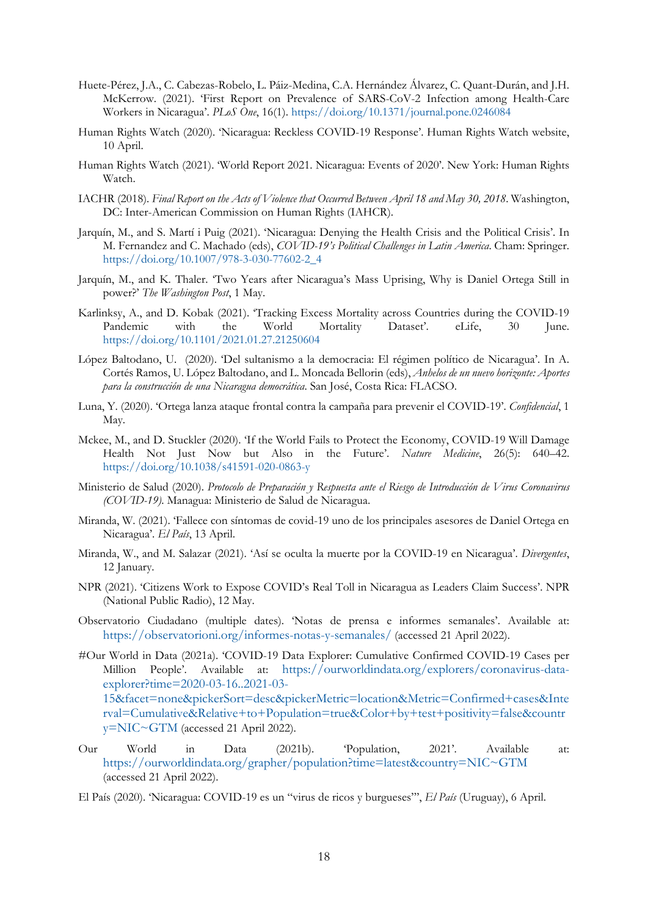Huete-Pérez, J.A., C. Cabezas-Robelo, L. Páiz-Medina, C.A. Hernández Álvarez, C. Quant-Durán, and J.H. McKerrow. (2021). 'First Report on Prevalence of SARS-CoV-2 Infection among Health-Care Workers in Nicaragua'. *PLoS One*, 16(1). https://doi.org/10.1371/journal.pone.0246084

Human Rights Watch (2020). 'Nicaragua: Reckless COVID-19 Response'. Human Rights Watch website, 10 April.

Human Rights Watch (2021). 'World Report 2021. Nicaragua: Events of 2020'. New York: Human Rights Watch.

IACHR (2018). *Final Report on the Acts of Violence that Occurred Between April 18 and May 30, 2018*. Washington, DC: Inter-American Commission on Human Rights (IAHCR).

Jarquín, M., and S. Martí i Puig (2021). 'Nicaragua: Denying the Health Crisis and the Political Crisis'. In M. Fernandez and C. Machado (eds), *COVID-19's Political Challenges in Latin America*. Cham: Springer. https://doi.org/10.1007/978-3-030-77602-2_4

Jarquín, M., and K. Thaler. 'Two Years after Nicaragua's Mass Uprising, Why is Daniel Ortega Still in power?' *The Washington Post*, 1 May.

Karlinksy, A., and D. Kobak (2021). 'Tracking Excess Mortality across Countries during the COVID-19 Pandemic with the World Mortality Dataset'. eLife, 30 June. https://doi.org/10.1101/2021.01.27.21250604

López Baltodano, U. (2020). 'Del sultanismo a la democracia: El régimen político de Nicaragua'. In A. Cortés Ramos, U. López Baltodano, and L. Moncada Bellorin (eds), *Anhelos de un nuevo horizonte: Aportes para la construcción de una Nicaragua democrática*. San José, Costa Rica: FLACSO.

Luna, Y. (2020). 'Ortega lanza ataque frontal contra la campaña para prevenir el COVID-19'. *Confidencial*, 1 May.

Mckee, M., and D. Stuckler (2020). 'If the World Fails to Protect the Economy, COVID-19 Will Damage Health Not Just Now but Also in the Future'. *Nature Medicine*, 26(5): 640–42. https://doi.org/10.1038/s41591-020-0863-y

Ministerio de Salud (2020). *Protocolo de Preparación y Respuesta ante el Riesgo de Introducción de Virus Coronavirus (COVID-19)*. Managua: Ministerio de Salud de Nicaragua.

Miranda, W. (2021). 'Fallece con síntomas de covid-19 uno de los principales asesores de Daniel Ortega en Nicaragua'. *El País*, 13 April.

Miranda, W., and M. Salazar (2021). 'Así se oculta la muerte por la COVID-19 en Nicaragua'. *Divergentes*, 12 January.

NPR (2021). 'Citizens Work to Expose COVID's Real Toll in Nicaragua as Leaders Claim Success'. NPR (National Public Radio), 12 May.

Observatorio Ciudadano (multiple dates). 'Notas de prensa e informes semanales'. Available at: https://observatorioni.org/informes-notas-y-semanales/ (accessed 21 April 2022).

#Our World in Data (2021a). 'COVID-19 Data Explorer: Cumulative Confirmed COVID-19 Cases per Million People'. Available at: https://ourworldindata.org/explorers/coronavirus-data-explorer?time=2020-03-16..2021-03-15&facet=none&pickerSort=desc&pickerMetric=location&Metric=Confirmed+cases&Interval=Cumulative&Relative+to+Population=true&Color+by+test+positivity=false&country=NIC~GTM (accessed 21 April 2022).

Our World in Data (2021b). 'Population, 2021'. Available at: https://ourworldindata.org/grapher/population?time=latest&country=NIC~GTM (accessed 21 April 2022).

El País (2020). 'Nicaragua: COVID-19 es un "virus de ricos y burgueses"', *El País* (Uruguay), 6 April.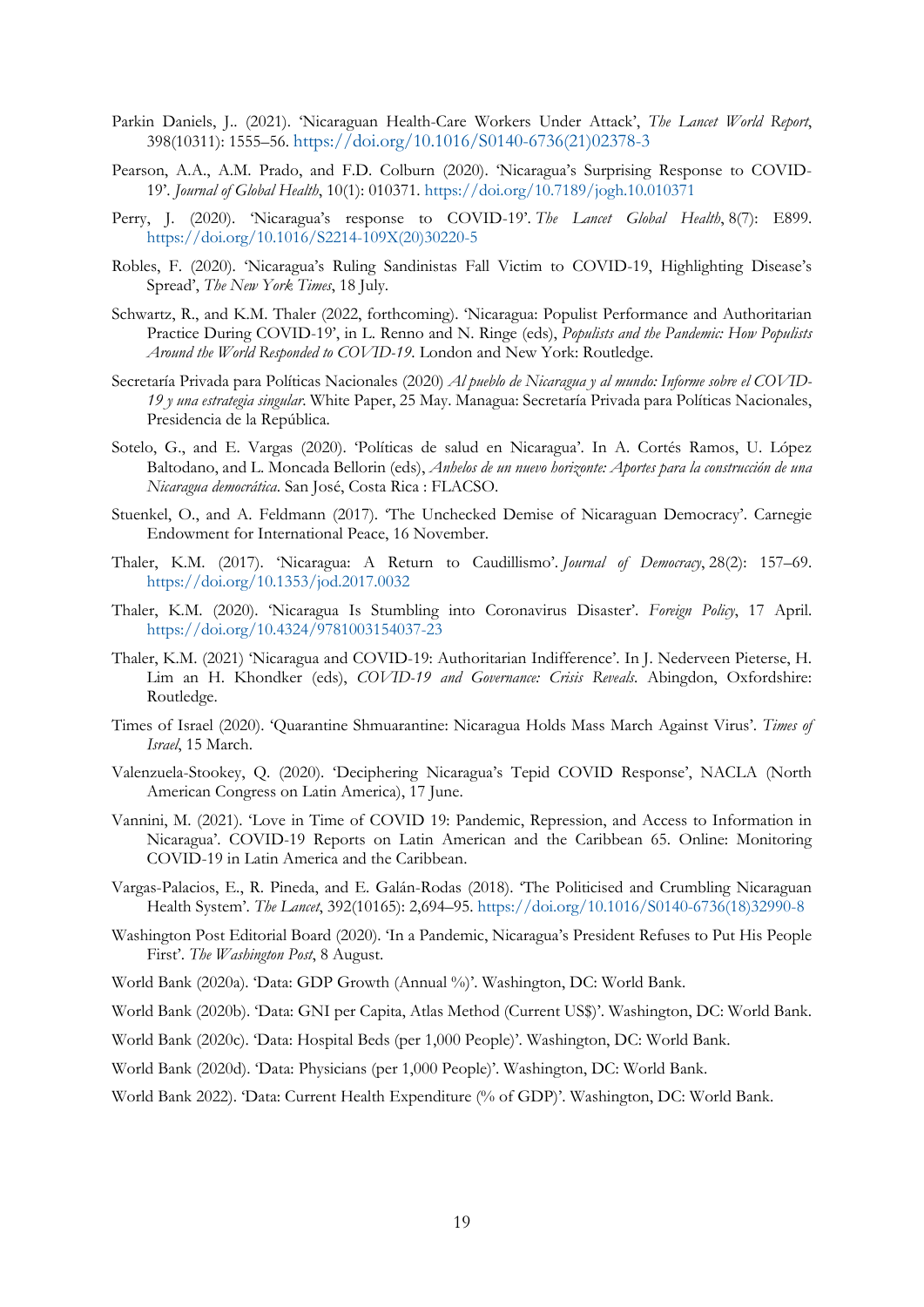Parkin Daniels, J.. (2021). 'Nicaraguan Health-Care Workers Under Attack', *The Lancet World Report*, 398(10311): 1555–56. https://doi.org/10.1016/S0140-6736(21)02378-3

Pearson, A.A., A.M. Prado, and F.D. Colburn (2020). 'Nicaragua's Surprising Response to COVID-19'. *Journal of Global Health*, 10(1): 010371. https://doi.org/10.7189/jogh.10.010371

Perry, J. (2020). 'Nicaragua's response to COVID-19'. *The Lancet Global Health*, 8(7): E899. https://doi.org/10.1016/S2214-109X(20)30220-5

Robles, F. (2020). 'Nicaragua's Ruling Sandinistas Fall Victim to COVID-19, Highlighting Disease's Spread', *The New York Times*, 18 July.

Schwartz, R., and K.M. Thaler (2022, forthcoming). 'Nicaragua: Populist Performance and Authoritarian Practice During COVID-19', in L. Renno and N. Ringe (eds), *Populists and the Pandemic: How Populists Around the World Responded to COVID-19*. London and New York: Routledge.

Secretaría Privada para Políticas Nacionales (2020) *Al pueblo de Nicaragua y al mundo: Informe sobre el COVID-19 y una estrategia singular*. White Paper, 25 May. Managua: Secretaría Privada para Políticas Nacionales, Presidencia de la República.

Sotelo, G., and E. Vargas (2020). 'Políticas de salud en Nicaragua'. In A. Cortés Ramos, U. López Baltodano, and L. Moncada Bellorin (eds), *Anhelos de un nuevo horizonte: Aportes para la construcción de una Nicaragua democrática*. San José, Costa Rica : FLACSO.

Stuenkel, O., and A. Feldmann (2017). 'The Unchecked Demise of Nicaraguan Democracy'. Carnegie Endowment for International Peace, 16 November.

Thaler, K.M. (2017). 'Nicaragua: A Return to Caudillismo'. *Journal of Democracy*, 28(2): 157–69. https://doi.org/10.1353/jod.2017.0032

Thaler, K.M. (2020). 'Nicaragua Is Stumbling into Coronavirus Disaster'. *Foreign Policy*, 17 April. https://doi.org/10.4324/9781003154037-23

Thaler, K.M. (2021) 'Nicaragua and COVID-19: Authoritarian Indifference'. In J. Nederveen Pieterse, H. Lim an H. Khondker (eds), *COVID-19 and Governance: Crisis Reveals*. Abingdon, Oxfordshire: Routledge.

Times of Israel (2020). 'Quarantine Shmuarantine: Nicaragua Holds Mass March Against Virus'. *Times of Israel*, 15 March.

Valenzuela-Stookey, Q. (2020). 'Deciphering Nicaragua's Tepid COVID Response', NACLA (North American Congress on Latin America), 17 June.

Vannini, M. (2021). 'Love in Time of COVID 19: Pandemic, Repression, and Access to Information in Nicaragua'. COVID-19 Reports on Latin American and the Caribbean 65. Online: Monitoring COVID-19 in Latin America and the Caribbean.

Vargas-Palacios, E., R. Pineda, and E. Galán-Rodas (2018). 'The Politicised and Crumbling Nicaraguan Health System'. *The Lancet*, 392(10165): 2,694–95. https://doi.org/10.1016/S0140-6736(18)32990-8

Washington Post Editorial Board (2020). 'In a Pandemic, Nicaragua's President Refuses to Put His People First'. *The Washington Post*, 8 August.

World Bank (2020a). 'Data: GDP Growth (Annual %)'. Washington, DC: World Bank.

World Bank (2020b). 'Data: GNI per Capita, Atlas Method (Current US$)'. Washington, DC: World Bank.

World Bank (2020c). 'Data: Hospital Beds (per 1,000 People)'. Washington, DC: World Bank.

World Bank (2020d). 'Data: Physicians (per 1,000 People)'. Washington, DC: World Bank.

World Bank 2022). 'Data: Current Health Expenditure (% of GDP)'. Washington, DC: World Bank.